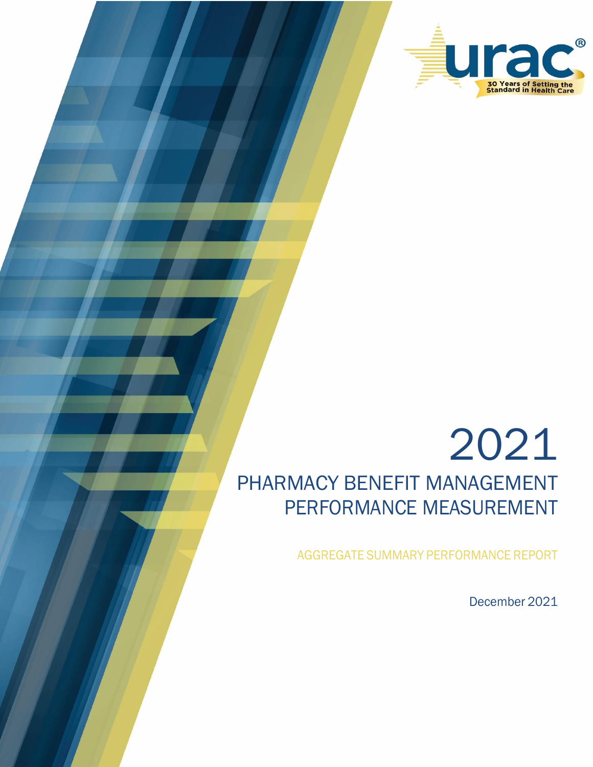urac®

30 Years of Setting the Standard in Health Care

# 2021

## PHARMACY BENEFIT MANAGEMENT PERFORMANCE MEASUREMENT

AGGREGATE SUMMARY PERFORMANCE REPORT

December 2021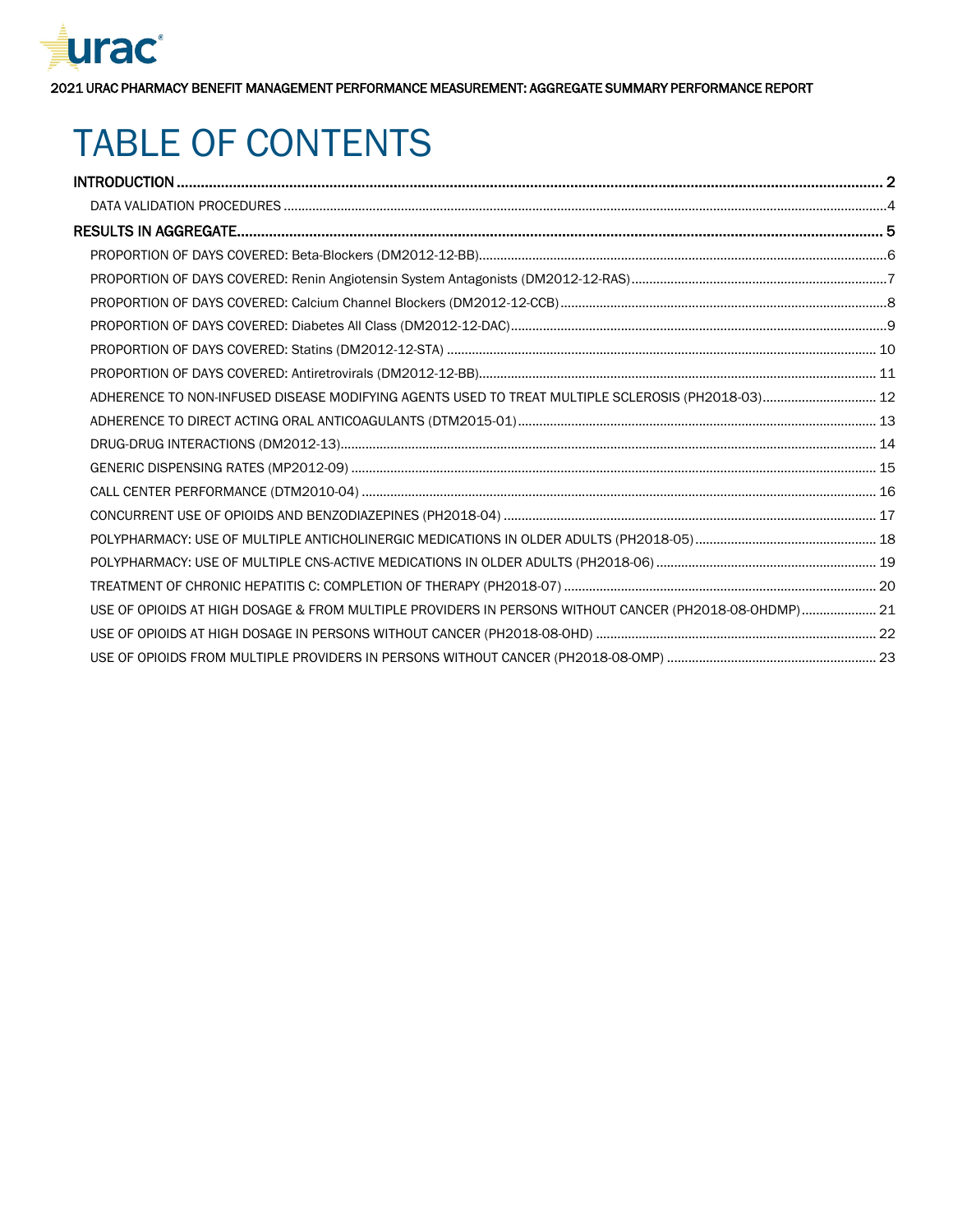# TABLE OF CONTENTS

INTRODUCTION ........................................................................ 2

- DATA VALIDATION PROCEDURES ........................................................................ 4

RESULTS IN AGGREGATE ........................................................................ 5

- PROPORTION OF DAYS COVERED: Beta-Blockers (DM2012-12-BB) ........................................................................ 6
- PROPORTION OF DAYS COVERED: Renin Angiotensin System Antagonists (DM2012-12-RAS) ........................................................................ 7
- PROPORTION OF DAYS COVERED: Calcium Channel Blockers (DM2012-12-CCB) ........................................................................ 8
- PROPORTION OF DAYS COVERED: Diabetes All Class (DM2012-12-DAC) ........................................................................ 9
- PROPORTION OF DAYS COVERED: Statins (DM2012-12-STA) ........................................................................ 10
- PROPORTION OF DAYS COVERED: Antiretrovirals (DM2012-12-BB) ........................................................................ 11
- ADHERENCE TO NON-INFUSED DISEASE MODIFYING AGENTS USED TO TREAT MULTIPLE SCLEROSIS (PH2018-03) ........................................................................ 12
- ADHERENCE TO DIRECT ACTING ORAL ANTICOAGULANTS (DTM2015-01) ........................................................................ 13
- DRUG-DRUG INTERACTIONS (DM2012-13) ........................................................................ 14
- GENERIC DISPENSING RATES (MP2012-09) ........................................................................ 15
- CALL CENTER PERFORMANCE (DTM2010-04) ........................................................................ 16
- CONCURRENT USE OF OPIOIDS AND BENZODIAZEPINES (PH2018-04) ........................................................................ 17
- POLYPHARMACY: USE OF MULTIPLE ANTICHOLINERGIC MEDICATIONS IN OLDER ADULTS (PH2018-05) ........................................................................ 18
- POLYPHARMACY: USE OF MULTIPLE CNS-ACTIVE MEDICATIONS IN OLDER ADULTS (PH2018-06) ........................................................................ 19
- TREATMENT OF CHRONIC HEPATITIS C: COMPLETION OF THERAPY (PH2018-07) ........................................................................ 20
- USE OF OPIOIDS AT HIGH DOSAGE & FROM MULTIPLE PROVIDERS IN PERSONS WITHOUT CANCER (PH2018-08-OHDMP) ........................................................................ 21
- USE OF OPIOIDS AT HIGH DOSAGE IN PERSONS WITHOUT CANCER (PH2018-08-OHD) ........................................................................ 22
- USE OF OPIOIDS FROM MULTIPLE PROVIDERS IN PERSONS WITHOUT CANCER (PH2018-08-OMP) ........................................................................ 23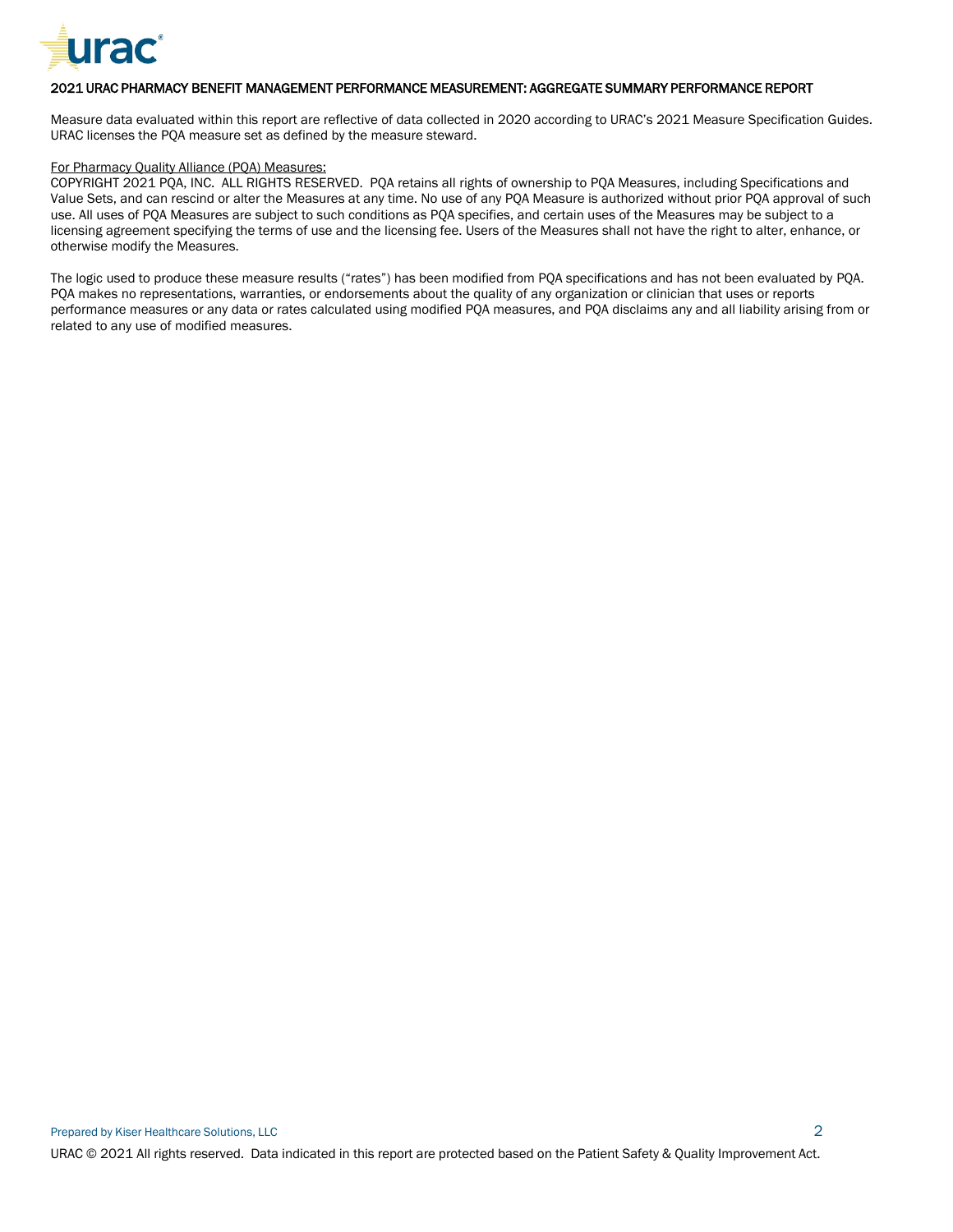## 2021 URAC PHARMACY BENEFIT MANAGEMENT PERFORMANCE MEASUREMENT: AGGREGATE SUMMARY PERFORMANCE REPORT

Measure data evaluated within this report are reflective of data collected in 2020 according to URAC's 2021 Measure Specification Guides. URAC licenses the PQA measure set as defined by the measure steward.

For Pharmacy Quality Alliance (PQA) Measures:
COPYRIGHT 2021 PQA, INC. ALL RIGHTS RESERVED. PQA retains all rights of ownership to PQA Measures, including Specifications and Value Sets, and can rescind or alter the Measures at any time. No use of any PQA Measure is authorized without prior PQA approval of such use. All uses of PQA Measures are subject to such conditions as PQA specifies, and certain uses of the Measures may be subject to a licensing agreement specifying the terms of use and the licensing fee. Users of the Measures shall not have the right to alter, enhance, or otherwise modify the Measures.

The logic used to produce these measure results ("rates") has been modified from PQA specifications and has not been evaluated by PQA. PQA makes no representations, warranties, or endorsements about the quality of any organization or clinician that uses or reports performance measures or any data or rates calculated using modified PQA measures, and PQA disclaims any and all liability arising from or related to any use of modified measures.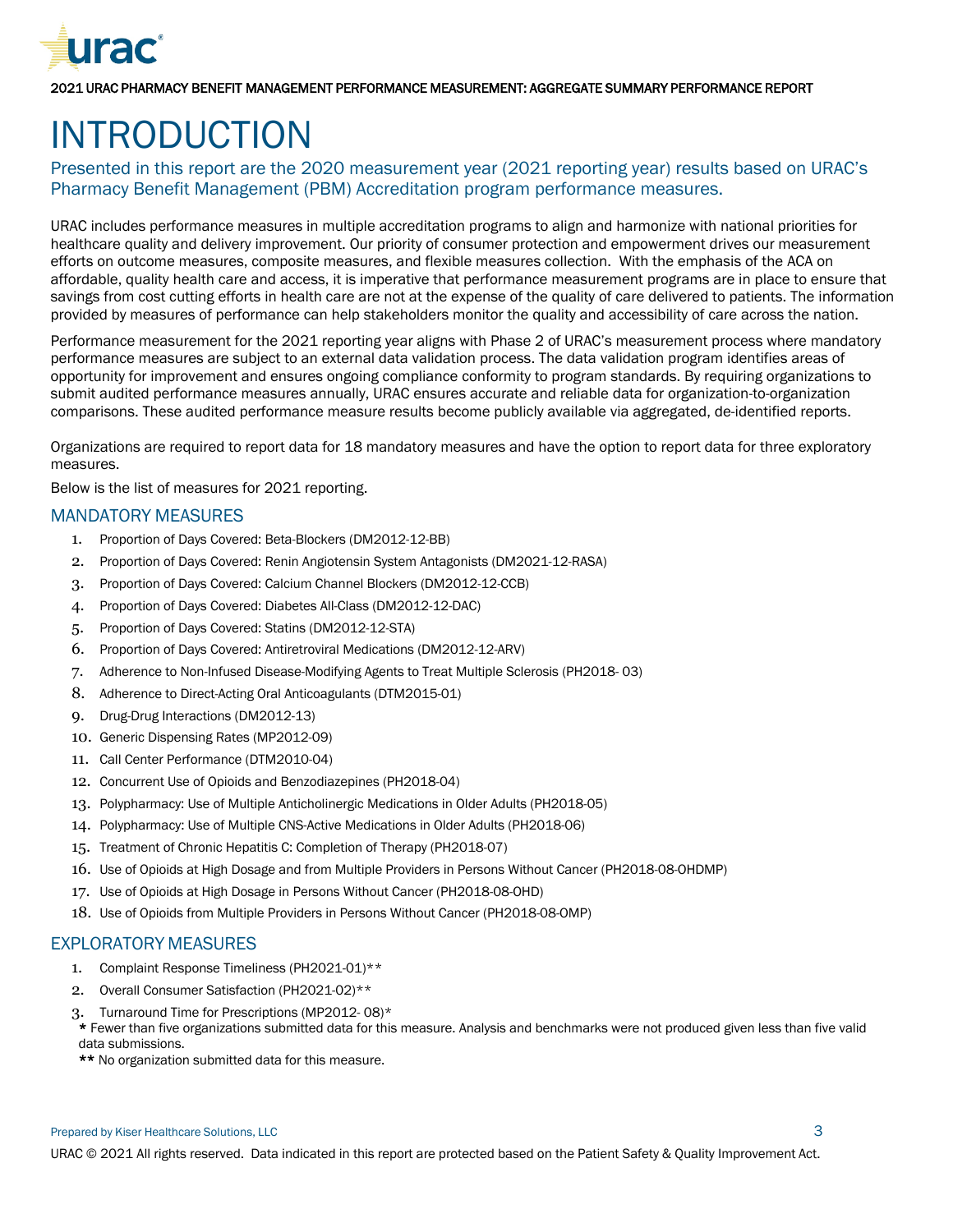# INTRODUCTION

Presented in this report are the 2020 measurement year (2021 reporting year) results based on URAC's Pharmacy Benefit Management (PBM) Accreditation program performance measures.

URAC includes performance measures in multiple accreditation programs to align and harmonize with national priorities for healthcare quality and delivery improvement. Our priority of consumer protection and empowerment drives our measurement efforts on outcome measures, composite measures, and flexible measures collection. With the emphasis of the ACA on affordable, quality health care and access, it is imperative that performance measurement programs are in place to ensure that savings from cost cutting efforts in health care are not at the expense of the quality of care delivered to patients. The information provided by measures of performance can help stakeholders monitor the quality and accessibility of care across the nation.

Performance measurement for the 2021 reporting year aligns with Phase 2 of URAC's measurement process where mandatory performance measures are subject to an external data validation process. The data validation program identifies areas of opportunity for improvement and ensures ongoing compliance conformity to program standards. By requiring organizations to submit audited performance measures annually, URAC ensures accurate and reliable data for organization-to-organization comparisons. These audited performance measure results become publicly available via aggregated, de-identified reports.

Organizations are required to report data for 18 mandatory measures and have the option to report data for three exploratory measures.

Below is the list of measures for 2021 reporting.

## MANDATORY MEASURES

1. Proportion of Days Covered: Beta-Blockers (DM2012-12-BB)
2. Proportion of Days Covered: Renin Angiotensin System Antagonists (DM2021-12-RASA)
3. Proportion of Days Covered: Calcium Channel Blockers (DM2012-12-CCB)
4. Proportion of Days Covered: Diabetes All-Class (DM2012-12-DAC)
5. Proportion of Days Covered: Statins (DM2012-12-STA)
6. Proportion of Days Covered: Antiretroviral Medications (DM2012-12-ARV)
7. Adherence to Non-Infused Disease-Modifying Agents to Treat Multiple Sclerosis (PH2018- 03)
8. Adherence to Direct-Acting Oral Anticoagulants (DTM2015-01)
9. Drug-Drug Interactions (DM2012-13)
10. Generic Dispensing Rates (MP2012-09)
11. Call Center Performance (DTM2010-04)
12. Concurrent Use of Opioids and Benzodiazepines (PH2018-04)
13. Polypharmacy: Use of Multiple Anticholinergic Medications in Older Adults (PH2018-05)
14. Polypharmacy: Use of Multiple CNS-Active Medications in Older Adults (PH2018-06)
15. Treatment of Chronic Hepatitis C: Completion of Therapy (PH2018-07)
16. Use of Opioids at High Dosage and from Multiple Providers in Persons Without Cancer (PH2018-08-OHDMP)
17. Use of Opioids at High Dosage in Persons Without Cancer (PH2018-08-OHD)
18. Use of Opioids from Multiple Providers in Persons Without Cancer (PH2018-08-OMP)

## EXPLORATORY MEASURES

1. Complaint Response Timeliness (PH2021-01)**
2. Overall Consumer Satisfaction (PH2021-02)**
3. Turnaround Time for Prescriptions (MP2012- 08)*

\* Fewer than five organizations submitted data for this measure. Analysis and benchmarks were not produced given less than five valid data submissions.

** No organization submitted data for this measure.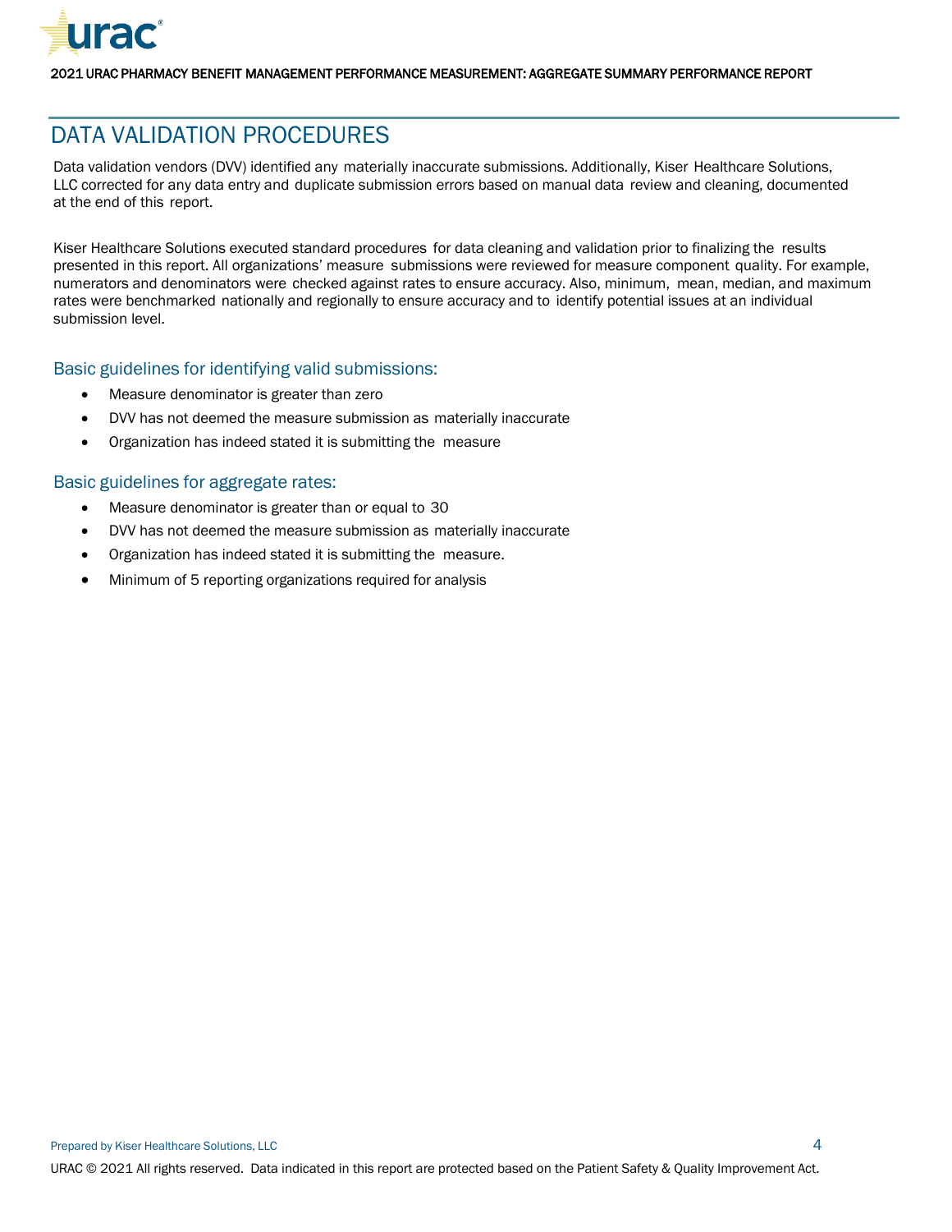# DATA VALIDATION PROCEDURES

Data validation vendors (DVV) identified any materially inaccurate submissions. Additionally, Kiser Healthcare Solutions, LLC corrected for any data entry and duplicate submission errors based on manual data review and cleaning, documented at the end of this report.

Kiser Healthcare Solutions executed standard procedures for data cleaning and validation prior to finalizing the results presented in this report. All organizations' measure submissions were reviewed for measure component quality. For example, numerators and denominators were checked against rates to ensure accuracy. Also, minimum, mean, median, and maximum rates were benchmarked nationally and regionally to ensure accuracy and to identify potential issues at an individual submission level.

## Basic guidelines for identifying valid submissions:

- Measure denominator is greater than zero
- DVV has not deemed the measure submission as materially inaccurate
- Organization has indeed stated it is submitting the measure

## Basic guidelines for aggregate rates:

- Measure denominator is greater than or equal to 30
- DVV has not deemed the measure submission as materially inaccurate
- Organization has indeed stated it is submitting the measure.
- Minimum of 5 reporting organizations required for analysis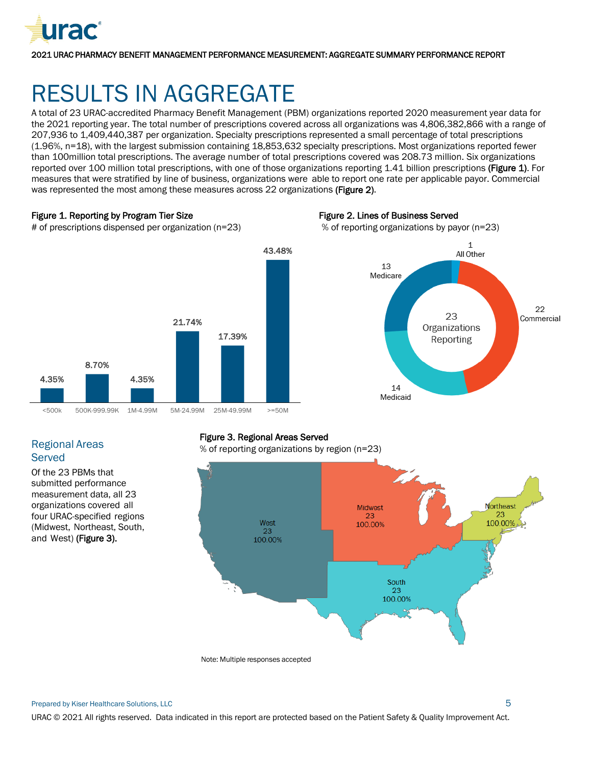# RESULTS IN AGGREGATE

A total of 23 URAC-accredited Pharmacy Benefit Management (PBM) organizations reported 2020 measurement year data for the 2021 reporting year. The total number of prescriptions covered across all organizations was 4,806,382,866 with a range of 207,936 to 1,409,440,387 per organization. Specialty prescriptions represented a small percentage of total prescriptions (1.96%, n=18), with the largest submission containing 18,853,632 specialty prescriptions. Most organizations reported fewer than 100million total prescriptions. The average number of total prescriptions covered was 208.73 million. Six organizations reported over 100 million total prescriptions, with one of those organizations reporting 1.41 billion prescriptions **(Figure 1)**. For measures that were stratified by line of business, organizations were able to report one rate per applicable payor. Commercial was represented the most among these measures across 22 organizations **(Figure 2)**.

**Figure 1. Reporting by Program Tier Size**

\# of prescriptions dispensed per organization (n=23)

| Tier | % |
|---|---|
| <500k | 4.35% |
| 500K-999.99K | 8.70% |
| 1M-4.99M | 4.35% |
| 5M-24.99M | 21.74% |
| 25M-49.99M | 17.39% |
| >=50M | 43.48% |

**Figure 2. Lines of Business Served**

% of reporting organizations by payor (n=23)

23 Organizations Reporting

| Payor | # |
|---|---|
| Commercial | 22 |
| Medicaid | 14 |
| Medicare | 13 |
| All Other | 1 |

## Regional Areas Served

Of the 23 PBMs that submitted performance measurement data, all 23 organizations covered all four URAC-specified regions (Midwest, Northeast, South, and West) **(Figure 3).**

**Figure 3. Regional Areas Served**

% of reporting organizations by region (n=23)

| Region | # | % |
|---|---|---|
| West | 23 | 100.00% |
| Midwest | 23 | 100.00% |
| Northeast | 23 | 100.00% |
| South | 23 | 100.00% |

Note: Multiple responses accepted

Prepared by Kiser Healthcare Solutions, LLC

URAC © 2021 All rights reserved. Data indicated in this report are protected based on the Patient Safety & Quality Improvement Act.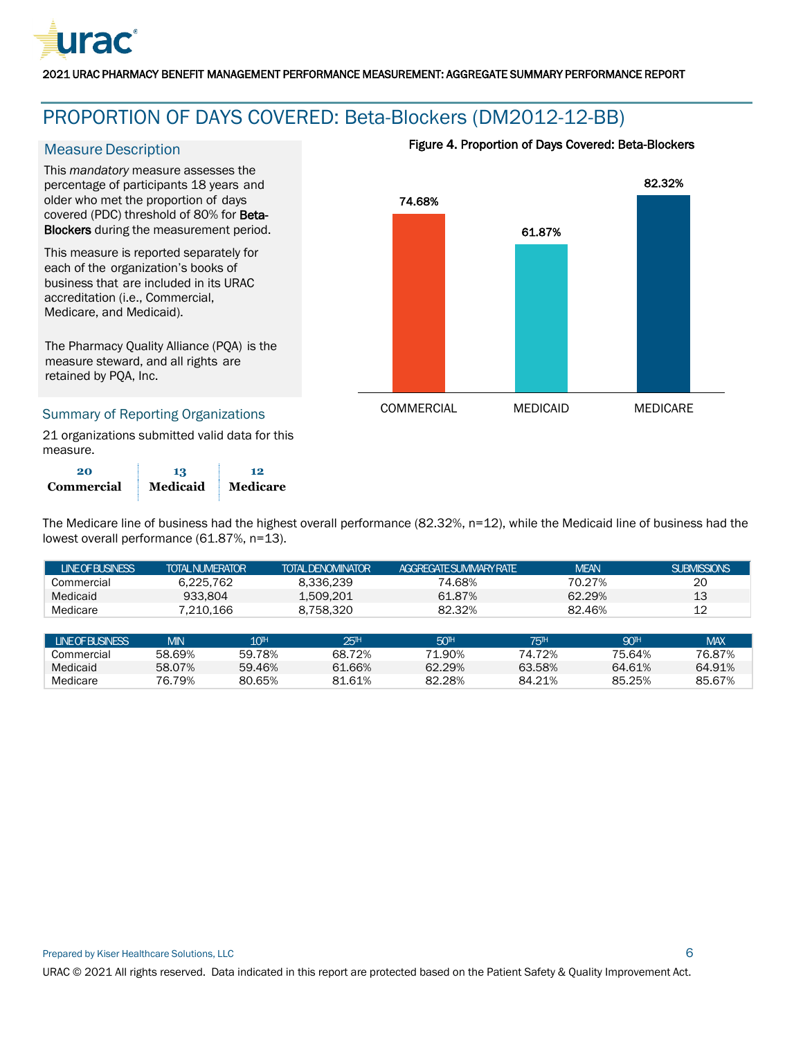# PROPORTION OF DAYS COVERED: Beta-Blockers (DM2012-12-BB)

## Measure Description

This *mandatory* measure assesses the percentage of participants 18 years and older who met the proportion of days covered (PDC) threshold of 80% for **Beta-Blockers** during the measurement period.

This measure is reported separately for each of the organization's books of business that are included in its URAC accreditation (i.e., Commercial, Medicare, and Medicaid).

The Pharmacy Quality Alliance (PQA) is the measure steward, and all rights are retained by PQA, Inc.

## Summary of Reporting Organizations

21 organizations submitted valid data for this measure.

| 20 | 13 | 12 |
|---|---|---|
| **Commercial** | **Medicaid** | **Medicare** |

**Figure 4. Proportion of Days Covered: Beta-Blockers**

| | COMMERCIAL | MEDICAID | MEDICARE |
|---|---|---|---|
| Rate | 74.68% | 61.87% | 82.32% |

The Medicare line of business had the highest overall performance (82.32%, n=12), while the Medicaid line of business had the lowest overall performance (61.87%, n=13).

| LINE OF BUSINESS | TOTAL NUMERATOR | TOTAL DENOMINATOR | AGGREGATE SUMMARY RATE | MEAN | SUBMISSIONS |
|---|---|---|---|---|---|
| Commercial | 6,225,762 | 8,336,239 | 74.68% | 70.27% | 20 |
| Medicaid | 933,804 | 1,509,201 | 61.87% | 62.29% | 13 |
| Medicare | 7,210,166 | 8,758,320 | 82.32% | 82.46% | 12 |

| LINE OF BUSINESS | MIN | 10TH | 25TH | 50TH | 75TH | 90TH | MAX |
|---|---|---|---|---|---|---|---|
| Commercial | 58.69% | 59.78% | 68.72% | 71.90% | 74.72% | 75.64% | 76.87% |
| Medicaid | 58.07% | 59.46% | 61.66% | 62.29% | 63.58% | 64.61% | 64.91% |
| Medicare | 76.79% | 80.65% | 81.61% | 82.28% | 84.21% | 85.25% | 85.67% |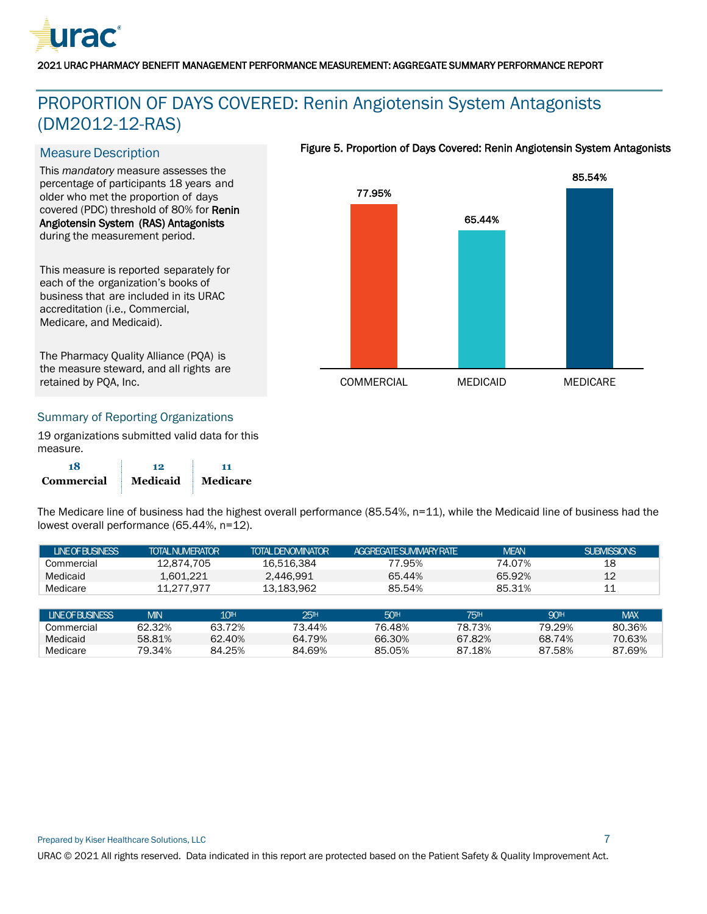# PROPORTION OF DAYS COVERED: Renin Angiotensin System Antagonists (DM2012-12-RAS)

## Measure Description

This *mandatory* measure assesses the percentage of participants 18 years and older who met the proportion of days covered (PDC) threshold of 80% for **Renin Angiotensin System (RAS) Antagonists** during the measurement period.

This measure is reported separately for each of the organization's books of business that are included in its URAC accreditation (i.e., Commercial, Medicare, and Medicaid).

The Pharmacy Quality Alliance (PQA) is the measure steward, and all rights are retained by PQA, Inc.

**Figure 5. Proportion of Days Covered: Renin Angiotensin System Antagonists**

| COMMERCIAL | MEDICAID | MEDICARE |
|---|---|---|
| 77.95% | 65.44% | 85.54% |

## Summary of Reporting Organizations

19 organizations submitted valid data for this measure.

| 18 | 12 | 11 |
|---|---|---|
| **Commercial** | **Medicaid** | **Medicare** |

The Medicare line of business had the highest overall performance (85.54%, n=11), while the Medicaid line of business had the lowest overall performance (65.44%, n=12).

| LINE OF BUSINESS | TOTAL NUMERATOR | TOTAL DENOMINATOR | AGGREGATE SUMMARY RATE | MEAN | SUBMISSIONS |
|---|---|---|---|---|---|
| Commercial | 12,874,705 | 16,516,384 | 77.95% | 74.07% | 18 |
| Medicaid | 1,601,221 | 2,446,991 | 65.44% | 65.92% | 12 |
| Medicare | 11,277,977 | 13,183,962 | 85.54% | 85.31% | 11 |

| LINE OF BUSINESS | MIN | 10TH | 25TH | 50TH | 75TH | 90TH | MAX |
|---|---|---|---|---|---|---|---|
| Commercial | 62.32% | 63.72% | 73.44% | 76.48% | 78.73% | 79.29% | 80.36% |
| Medicaid | 58.81% | 62.40% | 64.79% | 66.30% | 67.82% | 68.74% | 70.63% |
| Medicare | 79.34% | 84.25% | 84.69% | 85.05% | 87.18% | 87.58% | 87.69% |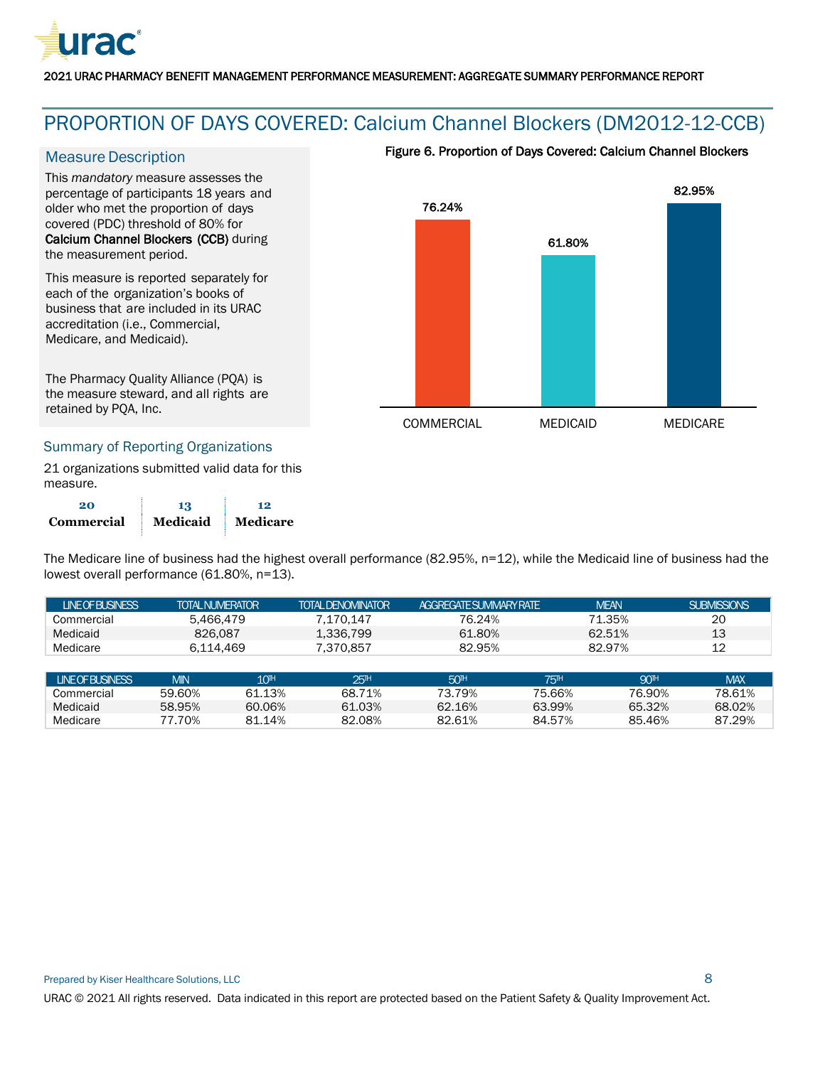# PROPORTION OF DAYS COVERED: Calcium Channel Blockers (DM2012-12-CCB)

## Measure Description

This *mandatory* measure assesses the percentage of participants 18 years and older who met the proportion of days covered (PDC) threshold of 80% for **Calcium Channel Blockers (CCB)** during the measurement period.

This measure is reported separately for each of the organization's books of business that are included in its URAC accreditation (i.e., Commercial, Medicare, and Medicaid).

The Pharmacy Quality Alliance (PQA) is the measure steward, and all rights are retained by PQA, Inc.

**Figure 6. Proportion of Days Covered: Calcium Channel Blockers**

| COMMERCIAL | MEDICAID | MEDICARE |
|---|---|---|
| 76.24% | 61.80% | 82.95% |

## Summary of Reporting Organizations

21 organizations submitted valid data for this measure.

| 20 | 13 | 12 |
|---|---|---|
| **Commercial** | **Medicaid** | **Medicare** |

The Medicare line of business had the highest overall performance (82.95%, n=12), while the Medicaid line of business had the lowest overall performance (61.80%, n=13).

| LINE OF BUSINESS | TOTAL NUMERATOR | TOTAL DENOMINATOR | AGGREGATE SUMMARY RATE | MEAN | SUBMISSIONS |
|---|---|---|---|---|---|
| Commercial | 5,466,479 | 7,170,147 | 76.24% | 71.35% | 20 |
| Medicaid | 826,087 | 1,336,799 | 61.80% | 62.51% | 13 |
| Medicare | 6,114,469 | 7,370,857 | 82.95% | 82.97% | 12 |

| LINE OF BUSINESS | MIN | 10TH | 25TH | 50TH | 75TH | 90TH | MAX |
|---|---|---|---|---|---|---|---|
| Commercial | 59.60% | 61.13% | 68.71% | 73.79% | 75.66% | 76.90% | 78.61% |
| Medicaid | 58.95% | 60.06% | 61.03% | 62.16% | 63.99% | 65.32% | 68.02% |
| Medicare | 77.70% | 81.14% | 82.08% | 82.61% | 84.57% | 85.46% | 87.29% |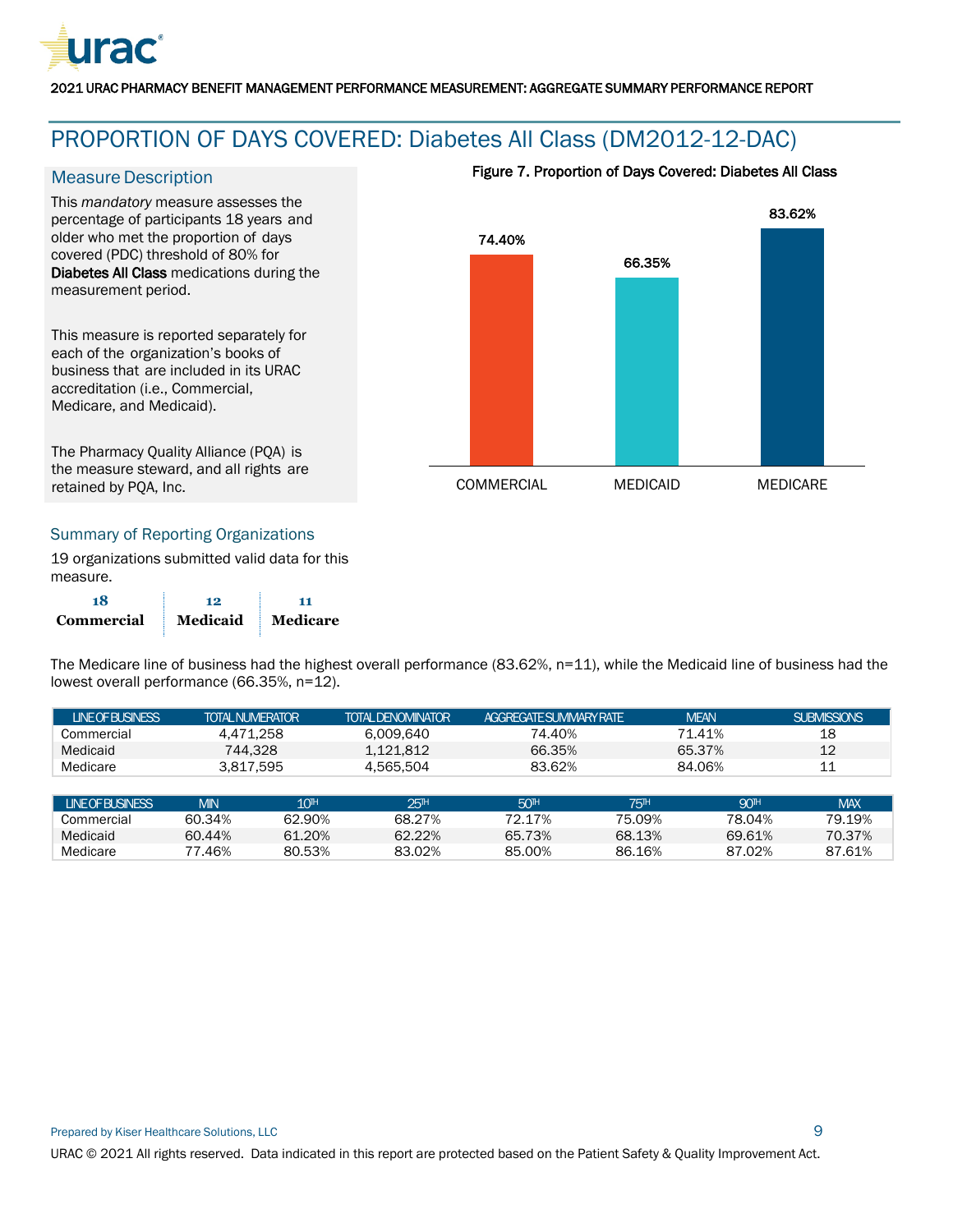# PROPORTION OF DAYS COVERED: Diabetes All Class (DM2012-12-DAC)

## Measure Description

This *mandatory* measure assesses the percentage of participants 18 years and older who met the proportion of days covered (PDC) threshold of 80% for **Diabetes All Class** medications during the measurement period.

This measure is reported separately for each of the organization's books of business that are included in its URAC accreditation (i.e., Commercial, Medicare, and Medicaid).

The Pharmacy Quality Alliance (PQA) is the measure steward, and all rights are retained by PQA, Inc.

**Figure 7. Proportion of Days Covered: Diabetes All Class**

| COMMERCIAL | MEDICAID | MEDICARE |
|---|---|---|
| 74.40% | 66.35% | 83.62% |

## Summary of Reporting Organizations

19 organizations submitted valid data for this measure.

| 18 | 12 | 11 |
|---|---|---|
| **Commercial** | **Medicaid** | **Medicare** |

The Medicare line of business had the highest overall performance (83.62%, n=11), while the Medicaid line of business had the lowest overall performance (66.35%, n=12).

| LINE OF BUSINESS | TOTAL NUMERATOR | TOTAL DENOMINATOR | AGGREGATE SUMMARY RATE | MEAN | SUBMISSIONS |
|---|---|---|---|---|---|
| Commercial | 4,471,258 | 6,009,640 | 74.40% | 71.41% | 18 |
| Medicaid | 744,328 | 1,121,812 | 66.35% | 65.37% | 12 |
| Medicare | 3,817,595 | 4,565,504 | 83.62% | 84.06% | 11 |

| LINE OF BUSINESS | MIN | 10TH | 25TH | 50TH | 75TH | 90TH | MAX |
|---|---|---|---|---|---|---|---|
| Commercial | 60.34% | 62.90% | 68.27% | 72.17% | 75.09% | 78.04% | 79.19% |
| Medicaid | 60.44% | 61.20% | 62.22% | 65.73% | 68.13% | 69.61% | 70.37% |
| Medicare | 77.46% | 80.53% | 83.02% | 85.00% | 86.16% | 87.02% | 87.61% |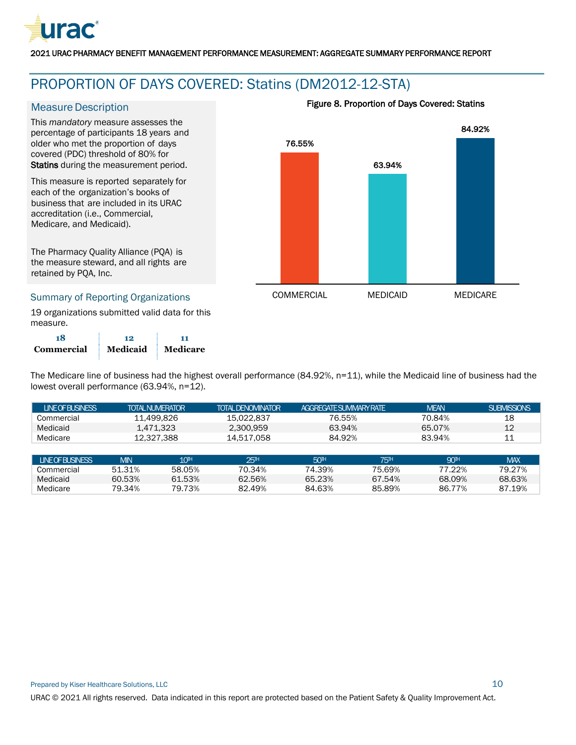## PROPORTION OF DAYS COVERED: Statins (DM2012-12-STA)

### Measure Description

This *mandatory* measure assesses the percentage of participants 18 years and older who met the proportion of days covered (PDC) threshold of 80% for **Statins** during the measurement period.

This measure is reported separately for each of the organization's books of business that are included in its URAC accreditation (i.e., Commercial, Medicare, and Medicaid).

The Pharmacy Quality Alliance (PQA) is the measure steward, and all rights are retained by PQA, Inc.

**Figure 8. Proportion of Days Covered: Statins**

| COMMERCIAL | MEDICAID | MEDICARE |
|---|---|---|
| 76.55% | 63.94% | 84.92% |

### Summary of Reporting Organizations

19 organizations submitted valid data for this measure.

| 18 Commercial | 12 Medicaid | 11 Medicare |
|---|---|---|

The Medicare line of business had the highest overall performance (84.92%, n=11), while the Medicaid line of business had the lowest overall performance (63.94%, n=12).

| LINE OF BUSINESS | TOTAL NUMERATOR | TOTAL DENOMINATOR | AGGREGATE SUMMARY RATE | MEAN | SUBMISSIONS |
|---|---|---|---|---|---|
| Commercial | 11,499,826 | 15,022,837 | 76.55% | 70.84% | 18 |
| Medicaid | 1,471,323 | 2,300,959 | 63.94% | 65.07% | 12 |
| Medicare | 12,327,388 | 14,517,058 | 84.92% | 83.94% | 11 |

| LINE OF BUSINESS | MIN | 10TH | 25TH | 50TH | 75TH | 90TH | MAX |
|---|---|---|---|---|---|---|---|
| Commercial | 51.31% | 58.05% | 70.34% | 74.39% | 75.69% | 77.22% | 79.27% |
| Medicaid | 60.53% | 61.53% | 62.56% | 65.23% | 67.54% | 68.09% | 68.63% |
| Medicare | 79.34% | 79.73% | 82.49% | 84.63% | 85.89% | 86.77% | 87.19% |

Prepared by Kiser Healthcare Solutions, LLC

URAC © 2021 All rights reserved. Data indicated in this report are protected based on the Patient Safety & Quality Improvement Act.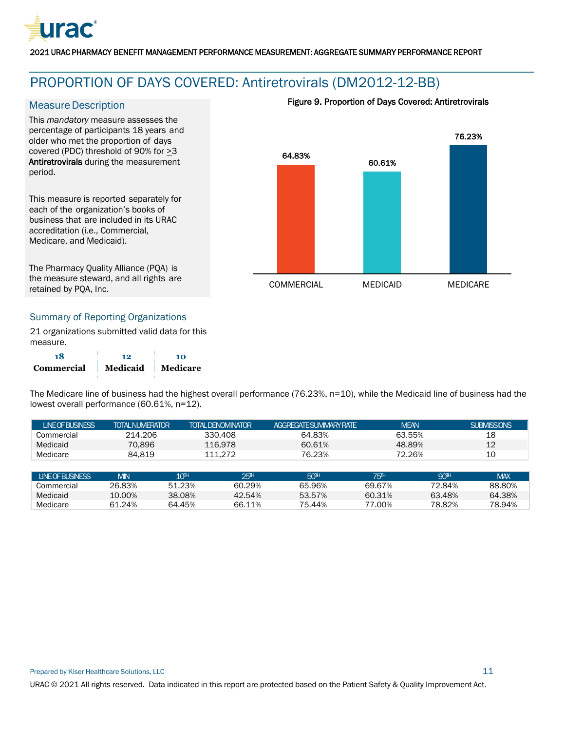# PROPORTION OF DAYS COVERED: Antiretrovirals (DM2012-12-BB)

## Measure Description

This *mandatory* measure assesses the percentage of participants 18 years and older who met the proportion of days covered (PDC) threshold of 90% for ≥3 **Antiretrovirals** during the measurement period.

This measure is reported separately for each of the organization's books of business that are included in its URAC accreditation (i.e., Commercial, Medicare, and Medicaid).

The Pharmacy Quality Alliance (PQA) is the measure steward, and all rights are retained by PQA, Inc.

**Figure 9. Proportion of Days Covered: Antiretrovirals**

| COMMERCIAL | MEDICAID | MEDICARE |
|---|---|---|
| 64.83% | 60.61% | 76.23% |

## Summary of Reporting Organizations

21 organizations submitted valid data for this measure.

| 18 | 12 | 10 |
|---|---|---|
| **Commercial** | **Medicaid** | **Medicare** |

The Medicare line of business had the highest overall performance (76.23%, n=10), while the Medicaid line of business had the lowest overall performance (60.61%, n=12).

| LINE OF BUSINESS | TOTAL NUMERATOR | TOTAL DENOMINATOR | AGGREGATE SUMMARY RATE | MEAN | SUBMISSIONS |
|---|---|---|---|---|---|
| Commercial | 214,206 | 330,408 | 64.83% | 63.55% | 18 |
| Medicaid | 70,896 | 116,978 | 60.61% | 48.89% | 12 |
| Medicare | 84,819 | 111,272 | 76.23% | 72.26% | 10 |

| LINE OF BUSINESS | MIN | 10TH | 25TH | 50TH | 75TH | 90TH | MAX |
|---|---|---|---|---|---|---|---|
| Commercial | 26.83% | 51.23% | 60.29% | 65.96% | 69.67% | 72.84% | 88.80% |
| Medicaid | 10.00% | 38.08% | 42.54% | 53.57% | 60.31% | 63.48% | 64.38% |
| Medicare | 61.24% | 64.45% | 66.11% | 75.44% | 77.00% | 78.82% | 78.94% |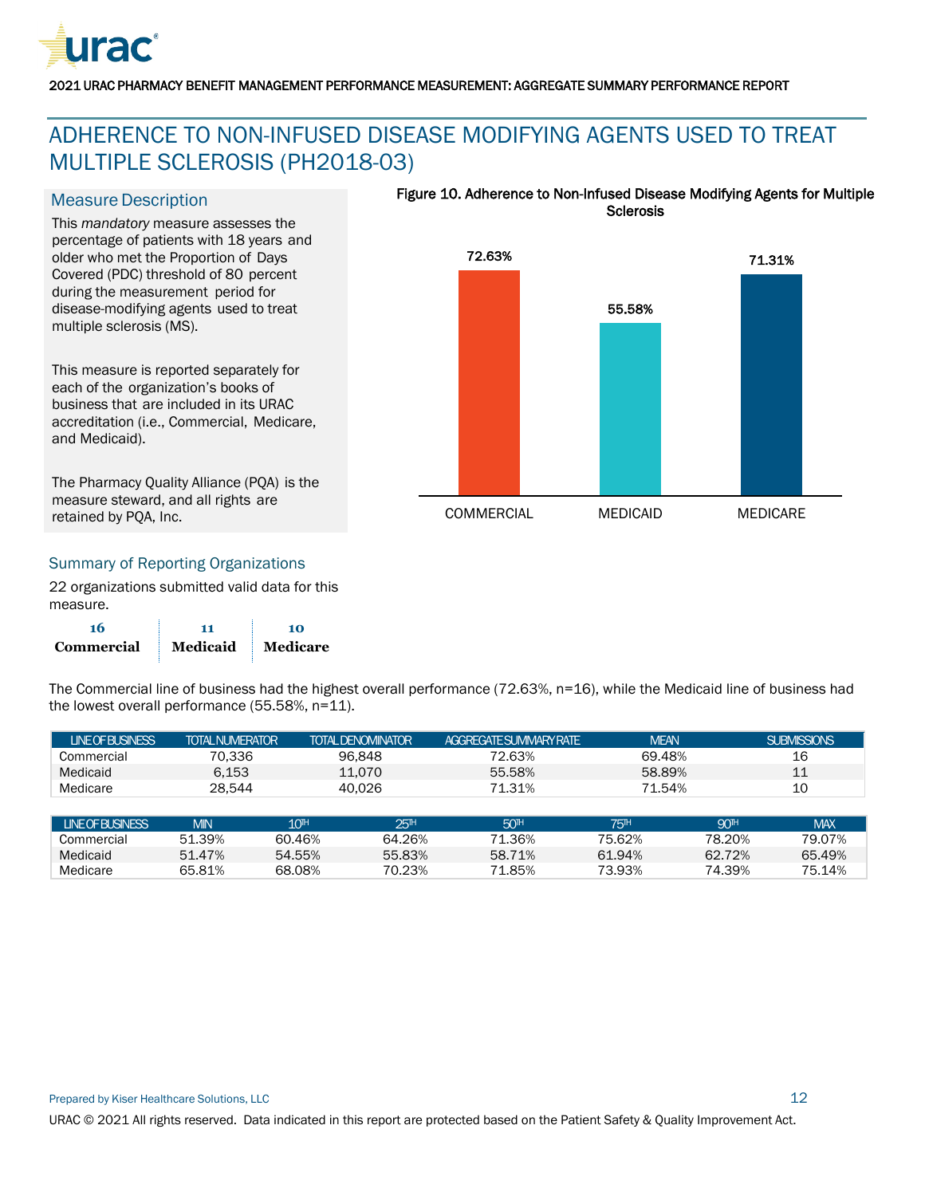# ADHERENCE TO NON-INFUSED DISEASE MODIFYING AGENTS USED TO TREAT MULTIPLE SCLEROSIS (PH2018-03)

## Measure Description

This *mandatory* measure assesses the percentage of patients with 18 years and older who met the Proportion of Days Covered (PDC) threshold of 80 percent during the measurement period for disease-modifying agents used to treat multiple sclerosis (MS).

This measure is reported separately for each of the organization's books of business that are included in its URAC accreditation (i.e., Commercial, Medicare, and Medicaid).

The Pharmacy Quality Alliance (PQA) is the measure steward, and all rights are retained by PQA, Inc.

**Figure 10. Adherence to Non-Infused Disease Modifying Agents for Multiple Sclerosis**

| COMMERCIAL | MEDICAID | MEDICARE |
|---|---|---|
| 72.63% | 55.58% | 71.31% |

## Summary of Reporting Organizations

22 organizations submitted valid data for this measure.

| 16 | 11 | 10 |
|---|---|---|
| **Commercial** | **Medicaid** | **Medicare** |

The Commercial line of business had the highest overall performance (72.63%, n=16), while the Medicaid line of business had the lowest overall performance (55.58%, n=11).

| LINE OF BUSINESS | TOTAL NUMERATOR | TOTAL DENOMINATOR | AGGREGATE SUMMARY RATE | MEAN | SUBMISSIONS |
|---|---|---|---|---|---|
| Commercial | 70,336 | 96,848 | 72.63% | 69.48% | 16 |
| Medicaid | 6,153 | 11,070 | 55.58% | 58.89% | 11 |
| Medicare | 28,544 | 40,026 | 71.31% | 71.54% | 10 |

| LINE OF BUSINESS | MIN | 10TH | 25TH | 50TH | 75TH | 90TH | MAX |
|---|---|---|---|---|---|---|---|
| Commercial | 51.39% | 60.46% | 64.26% | 71.36% | 75.62% | 78.20% | 79.07% |
| Medicaid | 51.47% | 54.55% | 55.83% | 58.71% | 61.94% | 62.72% | 65.49% |
| Medicare | 65.81% | 68.08% | 70.23% | 71.85% | 73.93% | 74.39% | 75.14% |

Prepared by Kiser Healthcare Solutions, LLC

URAC © 2021 All rights reserved. Data indicated in this report are protected based on the Patient Safety & Quality Improvement Act.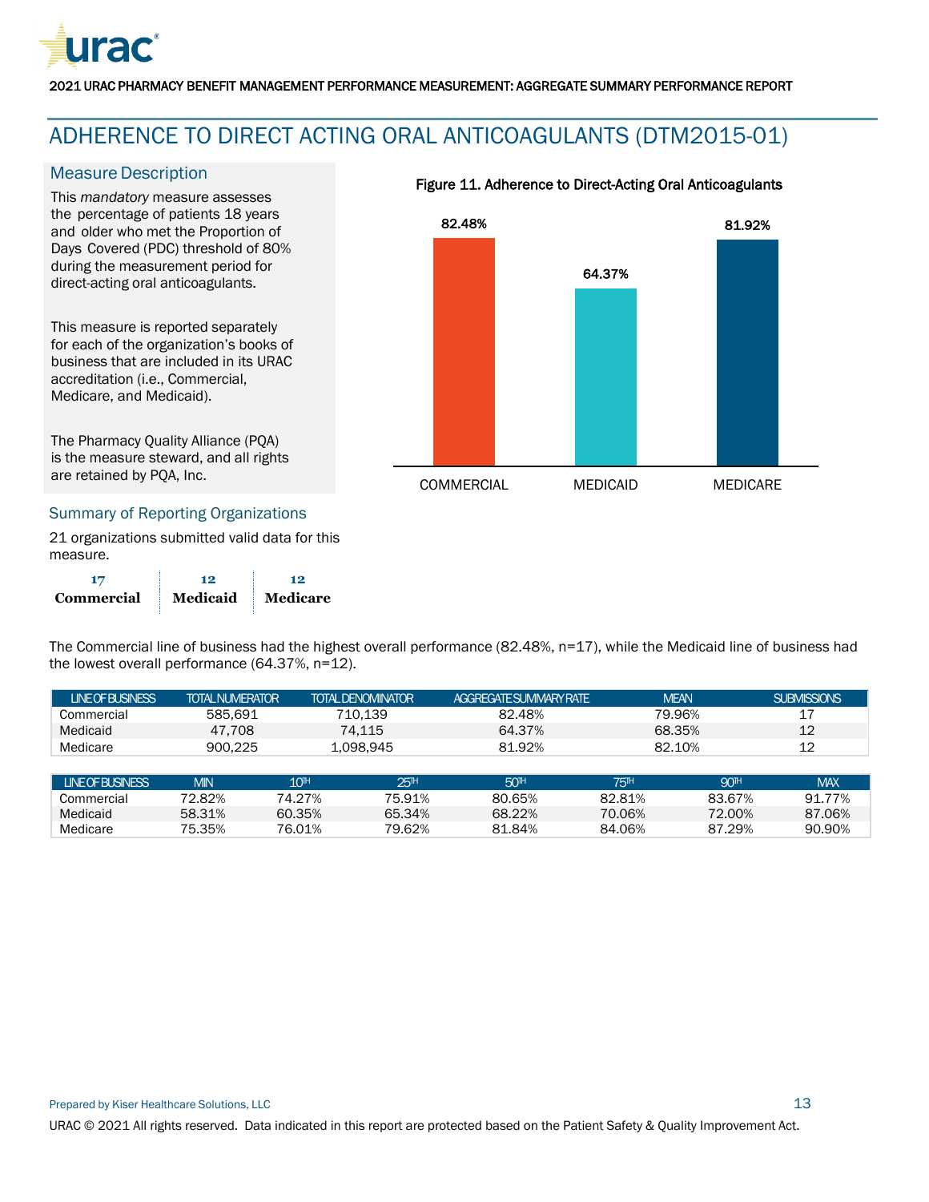# ADHERENCE TO DIRECT ACTING ORAL ANTICOAGULANTS (DTM2015-01)

## Measure Description

This *mandatory* measure assesses the percentage of patients 18 years and older who met the Proportion of Days Covered (PDC) threshold of 80% during the measurement period for direct-acting oral anticoagulants.

This measure is reported separately for each of the organization's books of business that are included in its URAC accreditation (i.e., Commercial, Medicare, and Medicaid).

The Pharmacy Quality Alliance (PQA) is the measure steward, and all rights are retained by PQA, Inc.

**Figure 11. Adherence to Direct-Acting Oral Anticoagulants**

| COMMERCIAL | MEDICAID | MEDICARE |
|---|---|---|
| 82.48% | 64.37% | 81.92% |

## Summary of Reporting Organizations

21 organizations submitted valid data for this measure.

| **17** | **12** | **12** |
|---|---|---|
| **Commercial** | **Medicaid** | **Medicare** |

The Commercial line of business had the highest overall performance (82.48%, n=17), while the Medicaid line of business had the lowest overall performance (64.37%, n=12).

| LINE OF BUSINESS | TOTAL NUMERATOR | TOTAL DENOMINATOR | AGGREGATE SUMMARY RATE | MEAN | SUBMISSIONS |
|---|---|---|---|---|---|
| Commercial | 585,691 | 710,139 | 82.48% | 79.96% | 17 |
| Medicaid | 47,708 | 74,115 | 64.37% | 68.35% | 12 |
| Medicare | 900,225 | 1,098,945 | 81.92% | 82.10% | 12 |

| LINE OF BUSINESS | MIN | 10TH | 25TH | 50TH | 75TH | 90TH | MAX |
|---|---|---|---|---|---|---|---|
| Commercial | 72.82% | 74.27% | 75.91% | 80.65% | 82.81% | 83.67% | 91.77% |
| Medicaid | 58.31% | 60.35% | 65.34% | 68.22% | 70.06% | 72.00% | 87.06% |
| Medicare | 75.35% | 76.01% | 79.62% | 81.84% | 84.06% | 87.29% | 90.90% |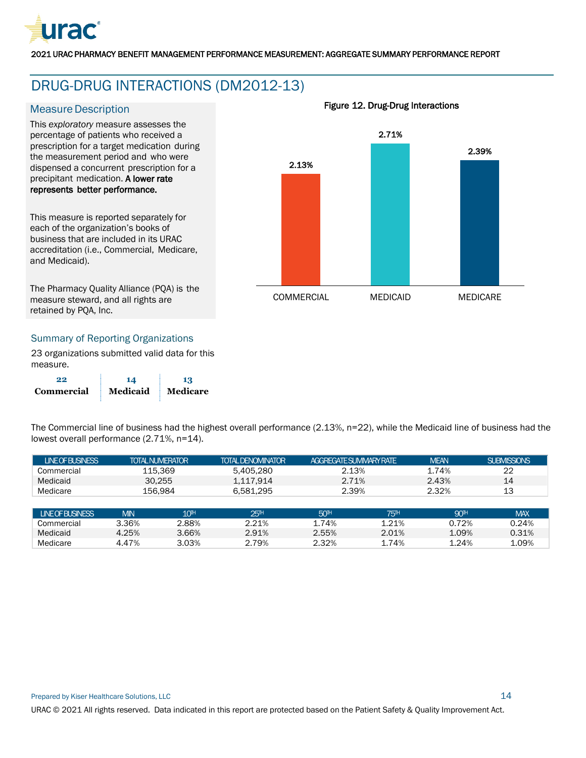# DRUG-DRUG INTERACTIONS (DM2012-13)

## Measure Description

This *exploratory* measure assesses the percentage of patients who received a prescription for a target medication during the measurement period and who were dispensed a concurrent prescription for a precipitant medication. **A lower rate represents better performance.**

This measure is reported separately for each of the organization's books of business that are included in its URAC accreditation (i.e., Commercial, Medicare, and Medicaid).

The Pharmacy Quality Alliance (PQA) is the measure steward, and all rights are retained by PQA, Inc.

**Figure 12. Drug-Drug Interactions**

| COMMERCIAL | MEDICAID | MEDICARE |
|---|---|---|
| 2.13% | 2.71% | 2.39% |

## Summary of Reporting Organizations

23 organizations submitted valid data for this measure.

| 22 | 14 | 13 |
|---|---|---|
| **Commercial** | **Medicaid** | **Medicare** |

The Commercial line of business had the highest overall performance (2.13%, n=22), while the Medicaid line of business had the lowest overall performance (2.71%, n=14).

| LINE OF BUSINESS | TOTAL NUMERATOR | TOTAL DENOMINATOR | AGGREGATE SUMMARY RATE | MEAN | SUBMISSIONS |
|---|---|---|---|---|---|
| Commercial | 115,369 | 5,405,280 | 2.13% | 1.74% | 22 |
| Medicaid | 30,255 | 1,117,914 | 2.71% | 2.43% | 14 |
| Medicare | 156,984 | 6,581,295 | 2.39% | 2.32% | 13 |

| LINE OF BUSINESS | MIN | 10TH | 25TH | 50TH | 75TH | 90TH | MAX |
|---|---|---|---|---|---|---|---|
| Commercial | 3.36% | 2.88% | 2.21% | 1.74% | 1.21% | 0.72% | 0.24% |
| Medicaid | 4.25% | 3.66% | 2.91% | 2.55% | 2.01% | 1.09% | 0.31% |
| Medicare | 4.47% | 3.03% | 2.79% | 2.32% | 1.74% | 1.24% | 1.09% |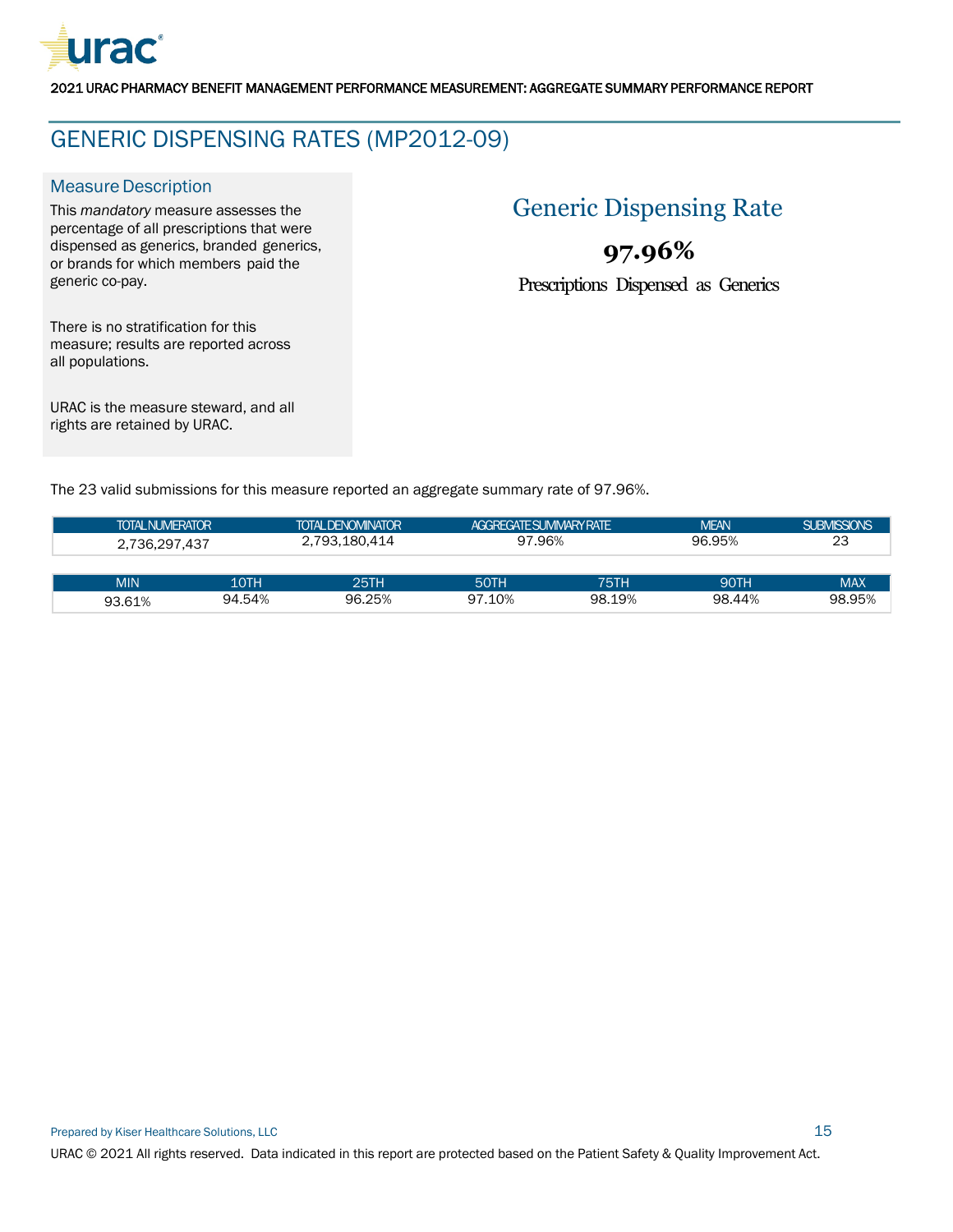# GENERIC DISPENSING RATES (MP2012-09)

## Measure Description

This *mandatory* measure assesses the percentage of all prescriptions that were dispensed as generics, branded generics, or brands for which members paid the generic co-pay.

There is no stratification for this measure; results are reported across all populations.

URAC is the measure steward, and all rights are retained by URAC.

## Generic Dispensing Rate

**97.96%**

Prescriptions Dispensed as Generics

The 23 valid submissions for this measure reported an aggregate summary rate of 97.96%.

| TOTAL NUMERATOR | TOTAL DENOMINATOR | AGGREGATE SUMMARY RATE | MEAN | SUBMISSIONS |
|---|---|---|---|---|
| 2,736,297,437 | 2,793,180,414 | 97.96% | 96.95% | 23 |

| MIN | 10TH | 25TH | 50TH | 75TH | 90TH | MAX |
|---|---|---|---|---|---|---|
| 93.61% | 94.54% | 96.25% | 97.10% | 98.19% | 98.44% | 98.95% |

Prepared by Kiser Healthcare Solutions, LLC

URAC © 2021 All rights reserved. Data indicated in this report are protected based on the Patient Safety & Quality Improvement Act.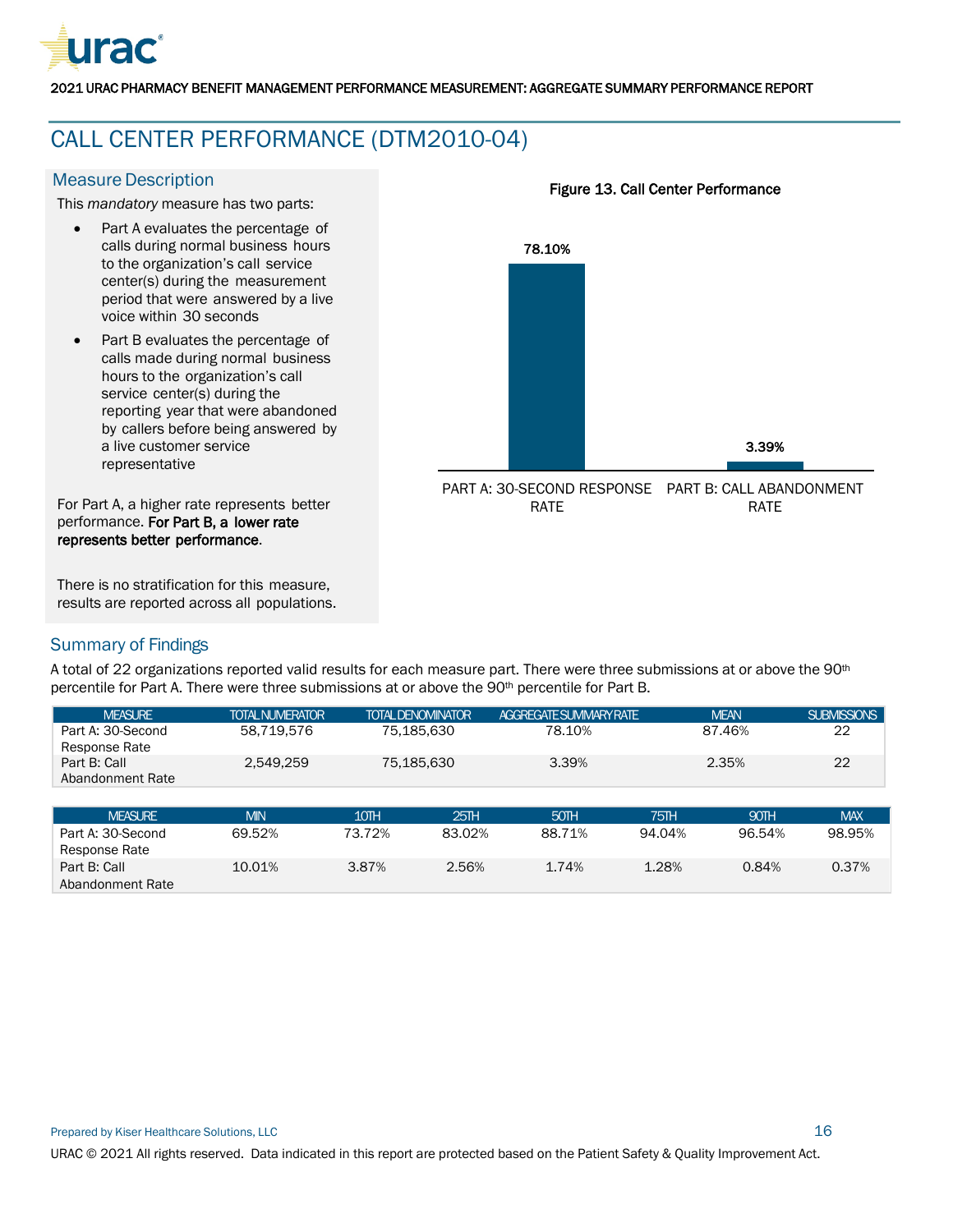# CALL CENTER PERFORMANCE (DTM2010-04)

## Measure Description

This *mandatory* measure has two parts:

- Part A evaluates the percentage of calls during normal business hours to the organization's call service center(s) during the measurement period that were answered by a live voice within 30 seconds
- Part B evaluates the percentage of calls made during normal business hours to the organization's call service center(s) during the reporting year that were abandoned by callers before being answered by a live customer service representative

For Part A, a higher rate represents better performance. **For Part B, a lower rate represents better performance**.

There is no stratification for this measure, results are reported across all populations.

**Figure 13. Call Center Performance**

| | PART A: 30-SECOND RESPONSE RATE | PART B: CALL ABANDONMENT RATE |
|---|---|---|
| Rate | 78.10% | 3.39% |

## Summary of Findings

A total of 22 organizations reported valid results for each measure part. There were three submissions at or above the 90th percentile for Part A. There were three submissions at or above the 90th percentile for Part B.

| MEASURE | TOTAL NUMERATOR | TOTAL DENOMINATOR | AGGREGATE SUMMARY RATE | MEAN | SUBMISSIONS |
|---|---|---|---|---|---|
| Part A: 30-Second Response Rate | 58,719,576 | 75,185,630 | 78.10% | 87.46% | 22 |
| Part B: Call Abandonment Rate | 2,549,259 | 75,185,630 | 3.39% | 2.35% | 22 |

| MEASURE | MIN | 10TH | 25TH | 50TH | 75TH | 90TH | MAX |
|---|---|---|---|---|---|---|---|
| Part A: 30-Second Response Rate | 69.52% | 73.72% | 83.02% | 88.71% | 94.04% | 96.54% | 98.95% |
| Part B: Call Abandonment Rate | 10.01% | 3.87% | 2.56% | 1.74% | 1.28% | 0.84% | 0.37% |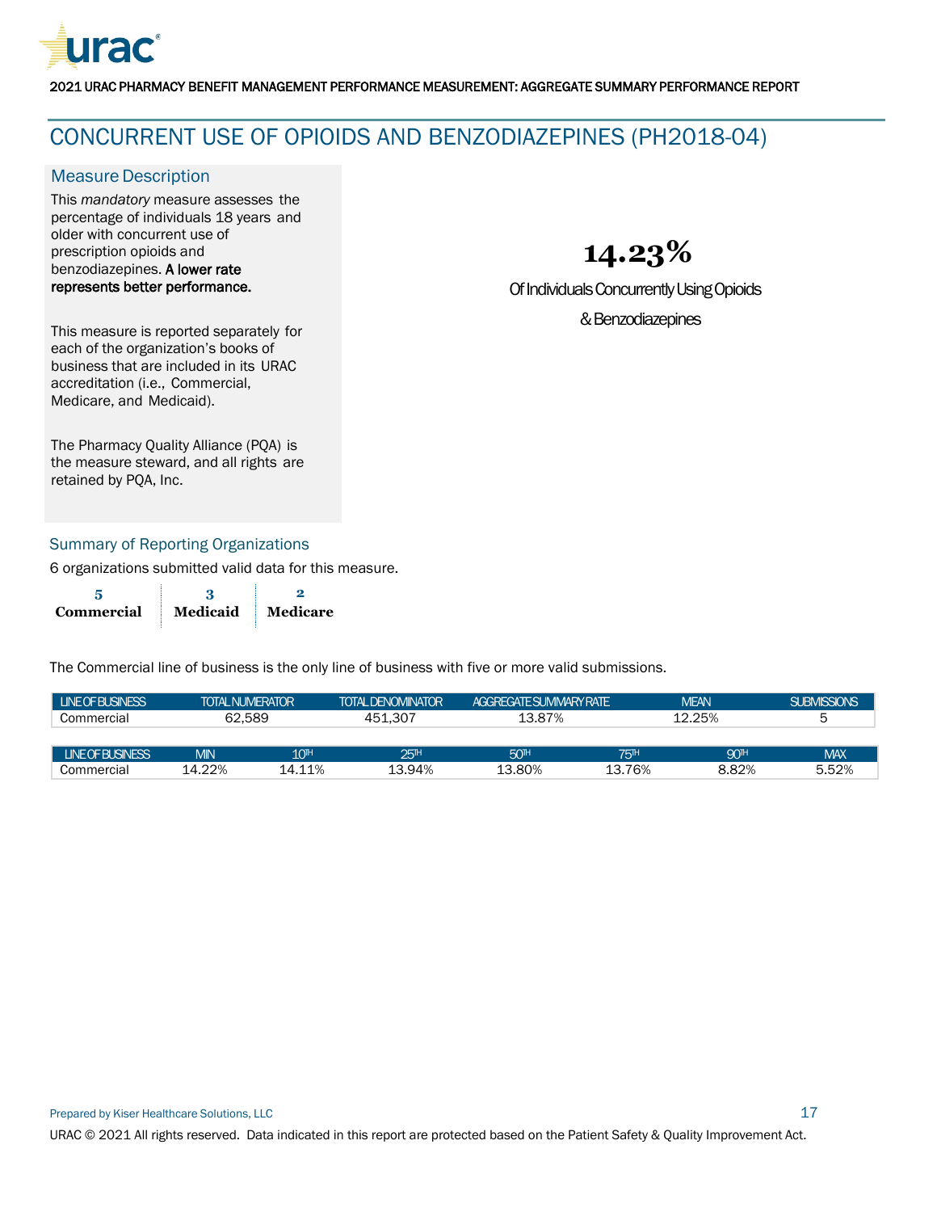# CONCURRENT USE OF OPIOIDS AND BENZODIAZEPINES (PH2018-04)

## Measure Description

This *mandatory* measure assesses the percentage of individuals 18 years and older with concurrent use of prescription opioids and benzodiazepines. **A lower rate represents better performance.**

This measure is reported separately for each of the organization's books of business that are included in its URAC accreditation (i.e., Commercial, Medicare, and Medicaid).

The Pharmacy Quality Alliance (PQA) is the measure steward, and all rights are retained by PQA, Inc.

**14.23%**

Of Individuals Concurrently Using Opioids & Benzodiazepines

## Summary of Reporting Organizations

6 organizations submitted valid data for this measure.

| 5 Commercial | 3 Medicaid | 2 Medicare |
|---|---|---|

The Commercial line of business is the only line of business with five or more valid submissions.

| LINE OF BUSINESS | TOTAL NUMERATOR | TOTAL DENOMINATOR | AGGREGATE SUMMARY RATE | MEAN | SUBMISSIONS |
|---|---|---|---|---|---|
| Commercial | 62,589 | 451,307 | 13.87% | 12.25% | 5 |

| LINE OF BUSINESS | MIN | 10TH | 25TH | 50TH | 75TH | 90TH | MAX |
|---|---|---|---|---|---|---|---|
| Commercial | 14.22% | 14.11% | 13.94% | 13.80% | 13.76% | 8.82% | 5.52% |

Prepared by Kiser Healthcare Solutions, LLC

URAC © 2021 All rights reserved. Data indicated in this report are protected based on the Patient Safety & Quality Improvement Act.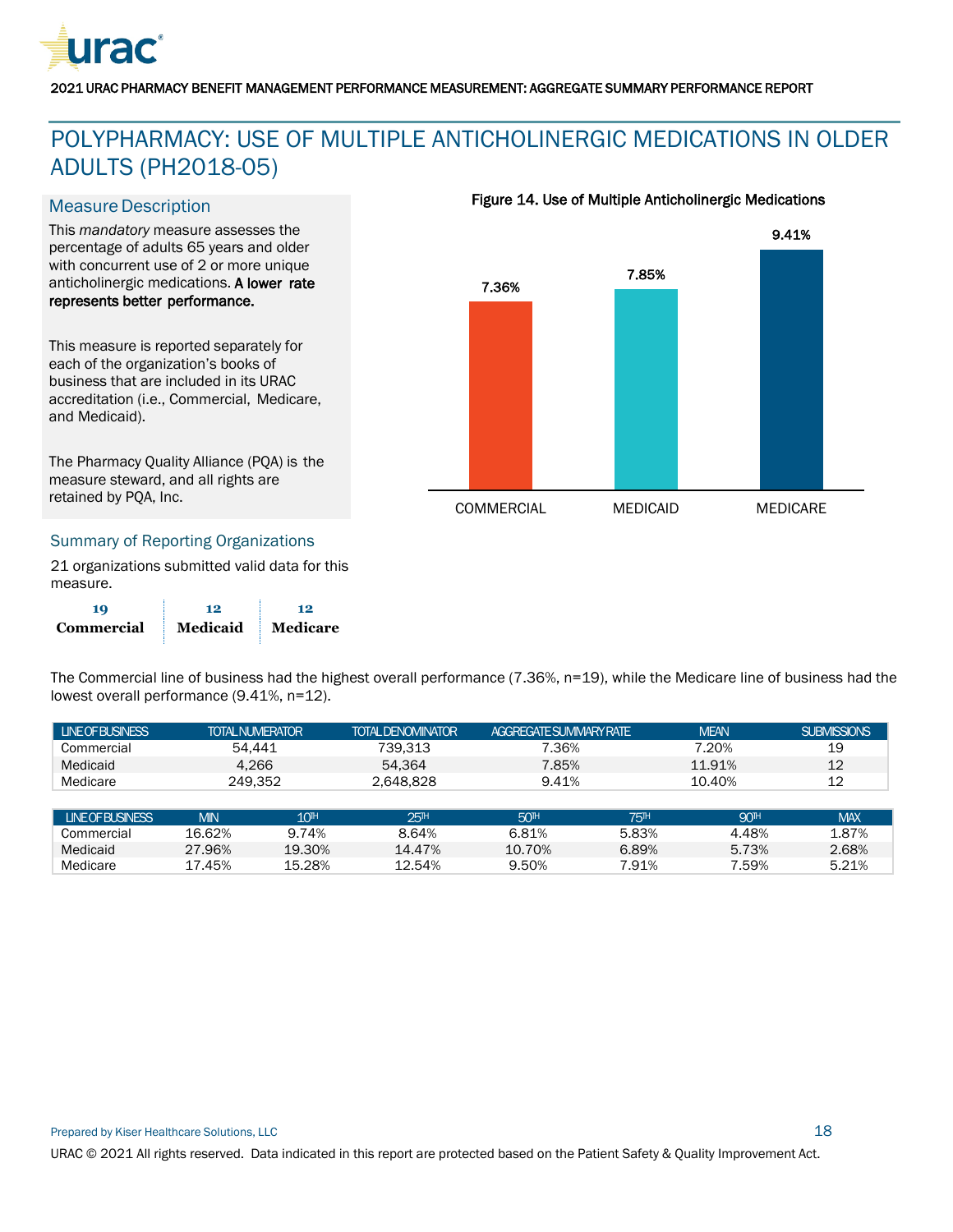# POLYPHARMACY: USE OF MULTIPLE ANTICHOLINERGIC MEDICATIONS IN OLDER ADULTS (PH2018-05)

## Measure Description

This *mandatory* measure assesses the percentage of adults 65 years and older with concurrent use of 2 or more unique anticholinergic medications. **A lower rate represents better performance.**

This measure is reported separately for each of the organization's books of business that are included in its URAC accreditation (i.e., Commercial, Medicare, and Medicaid).

The Pharmacy Quality Alliance (PQA) is the measure steward, and all rights are retained by PQA, Inc.

**Figure 14. Use of Multiple Anticholinergic Medications**

| COMMERCIAL | MEDICAID | MEDICARE |
|---|---|---|
| 7.36% | 7.85% | 9.41% |

## Summary of Reporting Organizations

21 organizations submitted valid data for this measure.

| 19 | 12 | 12 |
|---|---|---|
| **Commercial** | **Medicaid** | **Medicare** |

The Commercial line of business had the highest overall performance (7.36%, n=19), while the Medicare line of business had the lowest overall performance (9.41%, n=12).

| LINE OF BUSINESS | TOTAL NUMERATOR | TOTAL DENOMINATOR | AGGREGATE SUMMARY RATE | MEAN | SUBMISSIONS |
|---|---|---|---|---|---|
| Commercial | 54,441 | 739,313 | 7.36% | 7.20% | 19 |
| Medicaid | 4,266 | 54,364 | 7.85% | 11.91% | 12 |
| Medicare | 249,352 | 2,648,828 | 9.41% | 10.40% | 12 |

| LINE OF BUSINESS | MIN | 10TH | 25TH | 50TH | 75TH | 90TH | MAX |
|---|---|---|---|---|---|---|---|
| Commercial | 16.62% | 9.74% | 8.64% | 6.81% | 5.83% | 4.48% | 1.87% |
| Medicaid | 27.96% | 19.30% | 14.47% | 10.70% | 6.89% | 5.73% | 2.68% |
| Medicare | 17.45% | 15.28% | 12.54% | 9.50% | 7.91% | 7.59% | 5.21% |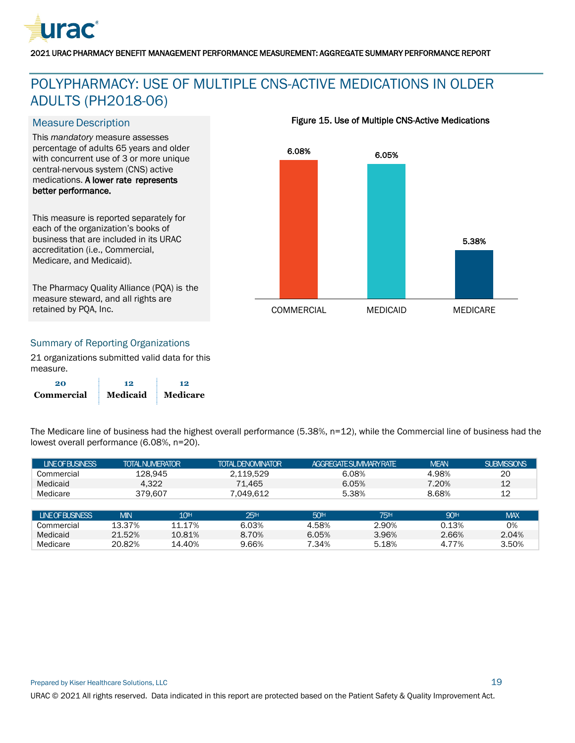# POLYPHARMACY: USE OF MULTIPLE CNS-ACTIVE MEDICATIONS IN OLDER ADULTS (PH2018-06)

## Measure Description

This *mandatory* measure assesses percentage of adults 65 years and older with concurrent use of 3 or more unique central-nervous system (CNS) active medications. **A lower rate represents better performance.**

This measure is reported separately for each of the organization's books of business that are included in its URAC accreditation (i.e., Commercial, Medicare, and Medicaid).

The Pharmacy Quality Alliance (PQA) is the measure steward, and all rights are retained by PQA, Inc.

**Figure 15. Use of Multiple CNS-Active Medications**

| COMMERCIAL | MEDICAID | MEDICARE |
|---|---|---|
| 6.08% | 6.05% | 5.38% |

## Summary of Reporting Organizations

21 organizations submitted valid data for this measure.

| Commercial | Medicaid | Medicare |
|---|---|---|
| 20 | 12 | 12 |

The Medicare line of business had the highest overall performance (5.38%, n=12), while the Commercial line of business had the lowest overall performance (6.08%, n=20).

| LINE OF BUSINESS | TOTAL NUMERATOR | TOTAL DENOMINATOR | AGGREGATE SUMMARY RATE | MEAN | SUBMISSIONS |
|---|---|---|---|---|---|
| Commercial | 128,945 | 2,119,529 | 6.08% | 4.98% | 20 |
| Medicaid | 4,322 | 71,465 | 6.05% | 7.20% | 12 |
| Medicare | 379,607 | 7,049,612 | 5.38% | 8.68% | 12 |

| LINE OF BUSINESS | MIN | 10TH | 25TH | 50TH | 75TH | 90TH | MAX |
|---|---|---|---|---|---|---|---|
| Commercial | 13.37% | 11.17% | 6.03% | 4.58% | 2.90% | 0.13% | 0% |
| Medicaid | 21.52% | 10.81% | 8.70% | 6.05% | 3.96% | 2.66% | 2.04% |
| Medicare | 20.82% | 14.40% | 9.66% | 7.34% | 5.18% | 4.77% | 3.50% |

Prepared by Kiser Healthcare Solutions, LLC

URAC © 2021 All rights reserved. Data indicated in this report are protected based on the Patient Safety & Quality Improvement Act.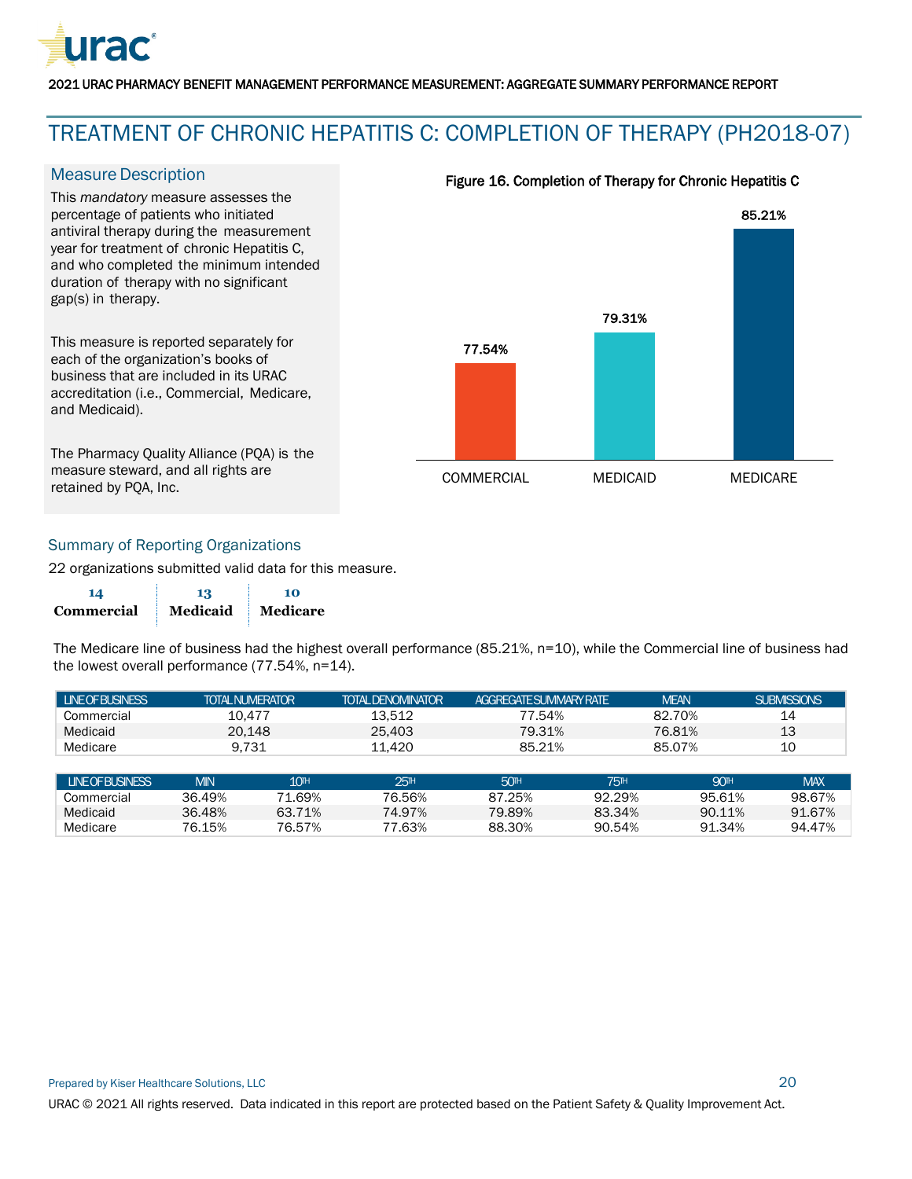# TREATMENT OF CHRONIC HEPATITIS C: COMPLETION OF THERAPY (PH2018-07)

## Measure Description

This *mandatory* measure assesses the percentage of patients who initiated antiviral therapy during the measurement year for treatment of chronic Hepatitis C, and who completed the minimum intended duration of therapy with no significant gap(s) in therapy.

This measure is reported separately for each of the organization's books of business that are included in its URAC accreditation (i.e., Commercial, Medicare, and Medicaid).

The Pharmacy Quality Alliance (PQA) is the measure steward, and all rights are retained by PQA, Inc.

**Figure 16. Completion of Therapy for Chronic Hepatitis C**

| COMMERCIAL | MEDICAID | MEDICARE |
|---|---|---|
| 77.54% | 79.31% | 85.21% |

## Summary of Reporting Organizations

22 organizations submitted valid data for this measure.

| 14 | 13 | 10 |
|---|---|---|
| **Commercial** | **Medicaid** | **Medicare** |

The Medicare line of business had the highest overall performance (85.21%, n=10), while the Commercial line of business had the lowest overall performance (77.54%, n=14).

| LINE OF BUSINESS | TOTAL NUMERATOR | TOTAL DENOMINATOR | AGGREGATE SUMMARY RATE | MEAN | SUBMISSIONS |
|---|---|---|---|---|---|
| Commercial | 10,477 | 13,512 | 77.54% | 82.70% | 14 |
| Medicaid | 20,148 | 25,403 | 79.31% | 76.81% | 13 |
| Medicare | 9,731 | 11,420 | 85.21% | 85.07% | 10 |

| LINE OF BUSINESS | MIN | 10TH | 25TH | 50TH | 75TH | 90TH | MAX |
|---|---|---|---|---|---|---|---|
| Commercial | 36.49% | 71.69% | 76.56% | 87.25% | 92.29% | 95.61% | 98.67% |
| Medicaid | 36.48% | 63.71% | 74.97% | 79.89% | 83.34% | 90.11% | 91.67% |
| Medicare | 76.15% | 76.57% | 77.63% | 88.30% | 90.54% | 91.34% | 94.47% |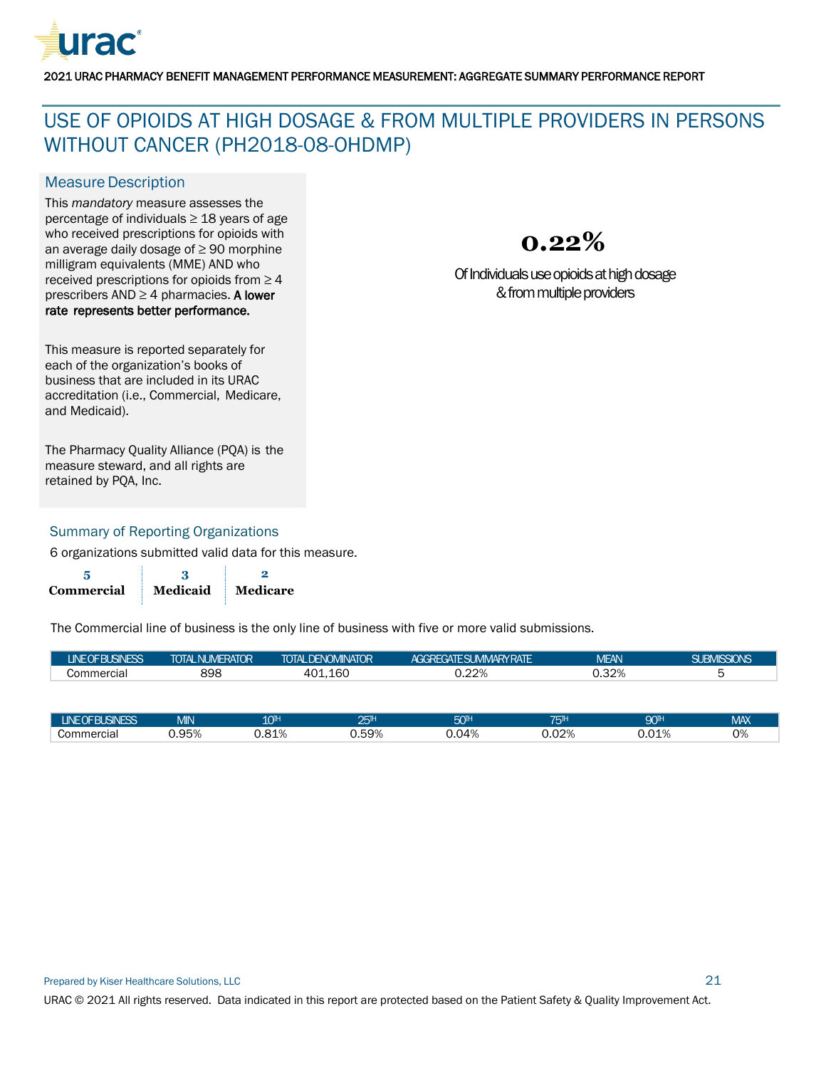# USE OF OPIOIDS AT HIGH DOSAGE & FROM MULTIPLE PROVIDERS IN PERSONS WITHOUT CANCER (PH2018-08-OHDMP)

## Measure Description

This *mandatory* measure assesses the percentage of individuals ≥ 18 years of age who received prescriptions for opioids with an average daily dosage of ≥ 90 morphine milligram equivalents (MME) AND who received prescriptions for opioids from ≥ 4 prescribers AND ≥ 4 pharmacies. **A lower rate represents better performance.**

This measure is reported separately for each of the organization's books of business that are included in its URAC accreditation (i.e., Commercial, Medicare, and Medicaid).

The Pharmacy Quality Alliance (PQA) is the measure steward, and all rights are retained by PQA, Inc.

**0.22%**

Of Individuals use opioids at high dosage & from multiple providers

## Summary of Reporting Organizations

6 organizations submitted valid data for this measure.

| 5 | 3 | 2 |
|---|---|---|
| **Commercial** | **Medicaid** | **Medicare** |

The Commercial line of business is the only line of business with five or more valid submissions.

| LINE OF BUSINESS | TOTAL NUMERATOR | TOTAL DENOMINATOR | AGGREGATE SUMMARY RATE | MEAN | SUBMISSIONS |
|---|---|---|---|---|---|
| Commercial | 898 | 401,160 | 0.22% | 0.32% | 5 |

| LINE OF BUSINESS | MIN | 10TH | 25TH | 50TH | 75TH | 90TH | MAX |
|---|---|---|---|---|---|---|---|
| Commercial | 0.95% | 0.81% | 0.59% | 0.04% | 0.02% | 0.01% | 0% |

Prepared by Kiser Healthcare Solutions, LLC

URAC © 2021 All rights reserved. Data indicated in this report are protected based on the Patient Safety & Quality Improvement Act.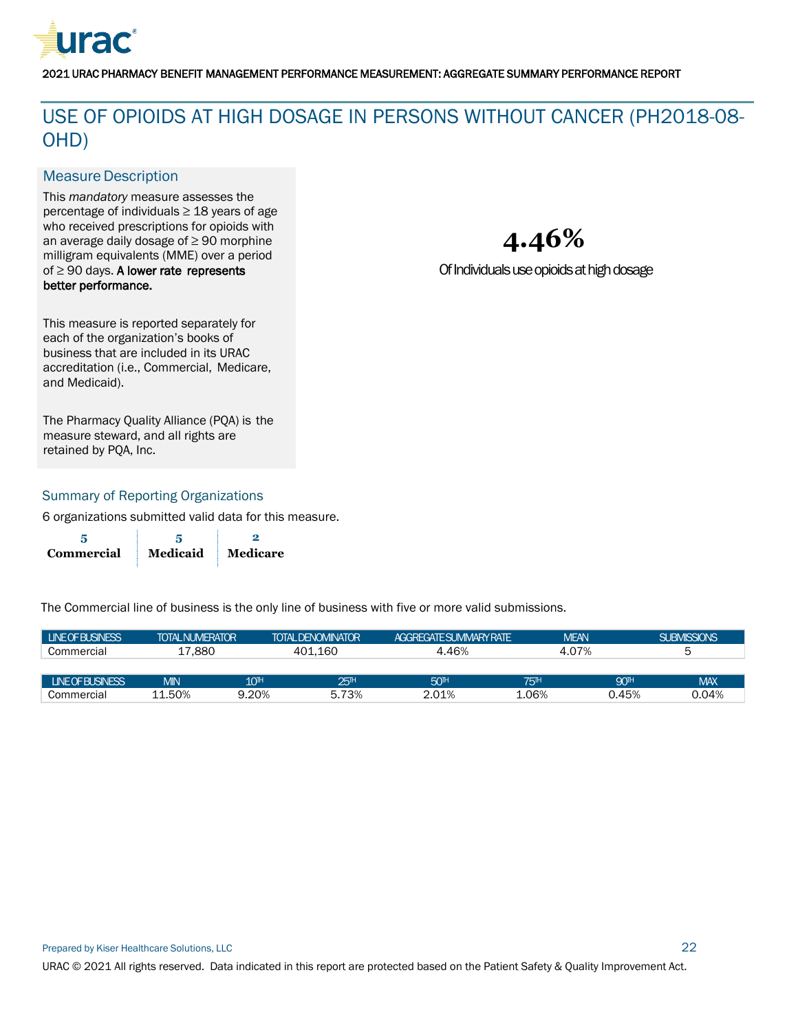# USE OF OPIOIDS AT HIGH DOSAGE IN PERSONS WITHOUT CANCER (PH2018-08-OHD)

## Measure Description

This *mandatory* measure assesses the percentage of individuals ≥ 18 years of age who received prescriptions for opioids with an average daily dosage of ≥ 90 morphine milligram equivalents (MME) over a period of ≥ 90 days. **A lower rate represents better performance.**

This measure is reported separately for each of the organization's books of business that are included in its URAC accreditation (i.e., Commercial, Medicare, and Medicaid).

The Pharmacy Quality Alliance (PQA) is the measure steward, and all rights are retained by PQA, Inc.

**4.46%**

Of Individuals use opioids at high dosage

## Summary of Reporting Organizations

6 organizations submitted valid data for this measure.

| 5 | 5 | 2 |
|---|---|---|
| **Commercial** | **Medicaid** | **Medicare** |

The Commercial line of business is the only line of business with five or more valid submissions.

| LINE OF BUSINESS | TOTAL NUMERATOR | TOTAL DENOMINATOR | AGGREGATE SUMMARY RATE | MEAN | SUBMISSIONS |
|---|---|---|---|---|---|
| Commercial | 17,880 | 401,160 | 4.46% | 4.07% | 5 |

| LINE OF BUSINESS | MIN | 10TH | 25TH | 50TH | 75TH | 90TH | MAX |
|---|---|---|---|---|---|---|---|
| Commercial | 11.50% | 9.20% | 5.73% | 2.01% | 1.06% | 0.45% | 0.04% |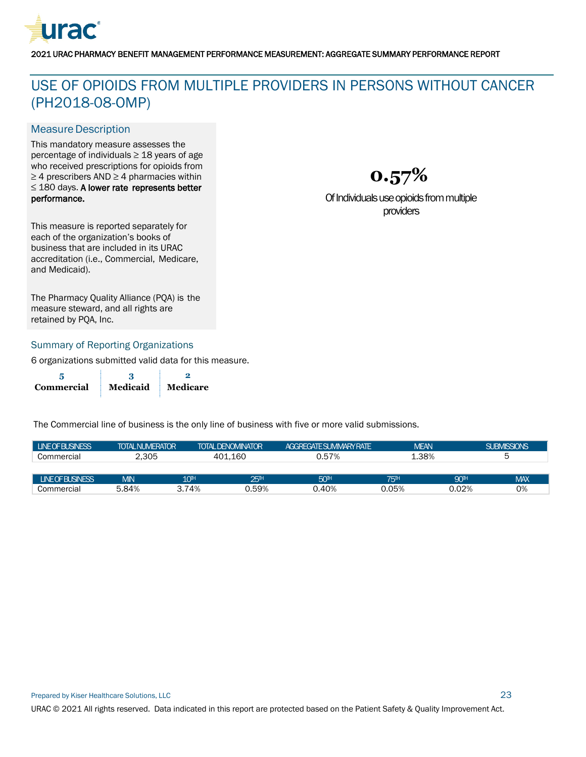# USE OF OPIOIDS FROM MULTIPLE PROVIDERS IN PERSONS WITHOUT CANCER (PH2018-08-OMP)

## Measure Description

This mandatory measure assesses the percentage of individuals ≥ 18 years of age who received prescriptions for opioids from ≥ 4 prescribers AND ≥ 4 pharmacies within ≤ 180 days. **A lower rate represents better performance.**

This measure is reported separately for each of the organization's books of business that are included in its URAC accreditation (i.e., Commercial, Medicare, and Medicaid).

The Pharmacy Quality Alliance (PQA) is the measure steward, and all rights are retained by PQA, Inc.

**0.57%**

Of Individuals use opioids from multiple providers

## Summary of Reporting Organizations

6 organizations submitted valid data for this measure.

| 5 | 3 | 2 |
|---|---|---|
| **Commercial** | **Medicaid** | **Medicare** |

The Commercial line of business is the only line of business with five or more valid submissions.

| LINE OF BUSINESS | TOTAL NUMERATOR | TOTAL DENOMINATOR | AGGREGATE SUMMARY RATE | MEAN | SUBMISSIONS |
|---|---|---|---|---|---|
| Commercial | 2,305 | 401,160 | 0.57% | 1.38% | 5 |

| LINE OF BUSINESS | MIN | 10TH | 25TH | 50TH | 75TH | 90TH | MAX |
|---|---|---|---|---|---|---|---|
| Commercial | 5.84% | 3.74% | 0.59% | 0.40% | 0.05% | 0.02% | 0% |

Prepared by Kiser Healthcare Solutions, LLC

URAC © 2021 All rights reserved. Data indicated in this report are protected based on the Patient Safety & Quality Improvement Act.